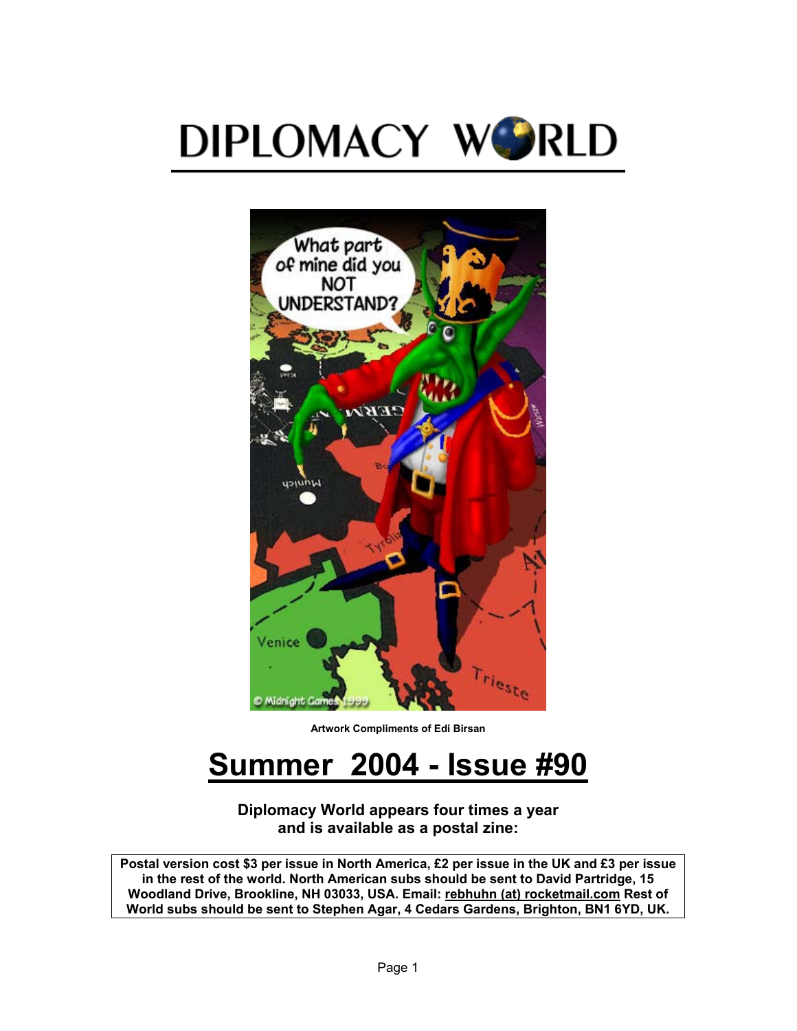# DIPLOMACY WORLD

Artwork Compliments of Edi Birsan

# Summer 2004 - Issue #90

**Diplomacy World appears four times a year and is available as a postal zine:**

**Postal version cost $3 per issue in North America, £2 per issue in the UK and £3 per issue in the rest of the world. North American subs should be sent to David Partridge, 15 Woodland Drive, Brookline, NH 03033, USA. Email: rebhuhn (at) rocketmail.com Rest of World subs should be sent to Stephen Agar, 4 Cedars Gardens, Brighton, BN1 6YD, UK.**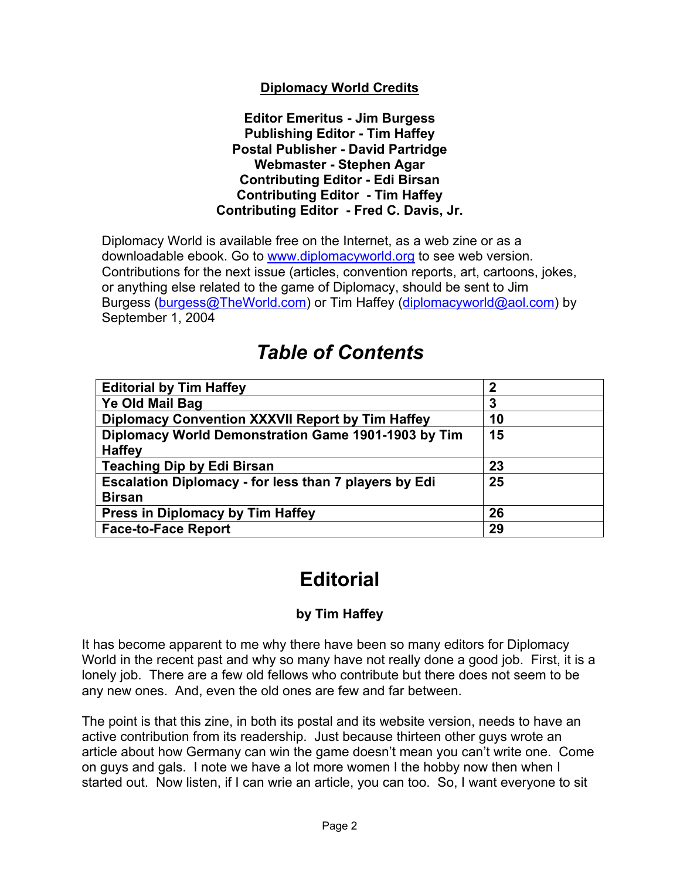## Diplomacy World Credits

**Editor Emeritus - Jim Burgess**
**Publishing Editor - Tim Haffey**
**Postal Publisher - David Partridge**
**Webmaster - Stephen Agar**
**Contributing Editor - Edi Birsan**
**Contributing Editor - Tim Haffey**
**Contributing Editor - Fred C. Davis, Jr.**

Diplomacy World is available free on the Internet, as a web zine or as a downloadable ebook. Go to www.diplomacyworld.org to see web version. Contributions for the next issue (articles, convention reports, art, cartoons, jokes, or anything else related to the game of Diplomacy, should be sent to Jim Burgess (burgess@TheWorld.com) or Tim Haffey (diplomacyworld@aol.com) by September 1, 2004

# *Table of Contents*

| | |
|---|---|
| **Editorial by Tim Haffey** | **2** |
| **Ye Old Mail Bag** | **3** |
| **Diplomacy Convention XXXVII Report by Tim Haffey** | **10** |
| **Diplomacy World Demonstration Game 1901-1903 by Tim Haffey** | **15** |
| **Teaching Dip by Edi Birsan** | **23** |
| **Escalation Diplomacy - for less than 7 players by Edi Birsan** | **25** |
| **Press in Diplomacy by Tim Haffey** | **26** |
| **Face-to-Face Report** | **29** |

# Editorial

**by Tim Haffey**

It has become apparent to me why there have been so many editors for Diplomacy World in the recent past and why so many have not really done a good job. First, it is a lonely job. There are a few old fellows who contribute but there does not seem to be any new ones. And, even the old ones are few and far between.

The point is that this zine, in both its postal and its website version, needs to have an active contribution from its readership. Just because thirteen other guys wrote an article about how Germany can win the game doesn't mean you can't write one. Come on guys and gals. I note we have a lot more women I the hobby now then when I started out. Now listen, if I can wrie an article, you can too. So, I want everyone to sit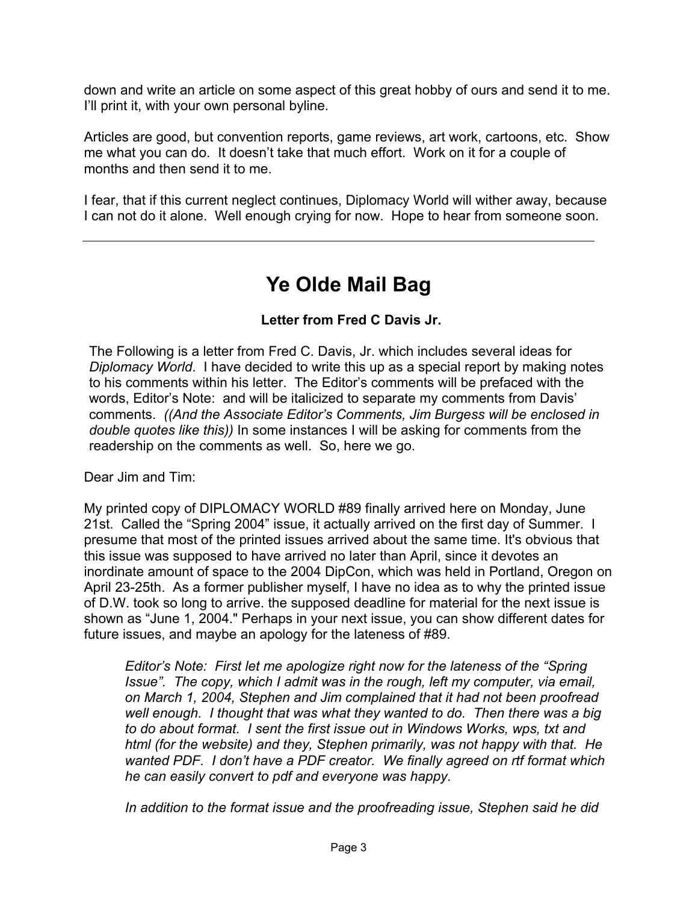down and write an article on some aspect of this great hobby of ours and send it to me. I'll print it, with your own personal byline.

Articles are good, but convention reports, game reviews, art work, cartoons, etc. Show me what you can do. It doesn't take that much effort. Work on it for a couple of months and then send it to me.

I fear, that if this current neglect continues, Diplomacy World will wither away, because I can not do it alone. Well enough crying for now. Hope to hear from someone soon.

---

# Ye Olde Mail Bag

**Letter from Fred C Davis Jr.**

The Following is a letter from Fred C. Davis, Jr. which includes several ideas for *Diplomacy World*. I have decided to write this up as a special report by making notes to his comments within his letter. The Editor's comments will be prefaced with the words, Editor's Note: and will be italicized to separate my comments from Davis' comments. *((And the Associate Editor's Comments, Jim Burgess will be enclosed in double quotes like this))* In some instances I will be asking for comments from the readership on the comments as well. So, here we go.

Dear Jim and Tim:

My printed copy of DIPLOMACY WORLD #89 finally arrived here on Monday, June 21st. Called the "Spring 2004" issue, it actually arrived on the first day of Summer. I presume that most of the printed issues arrived about the same time. It's obvious that this issue was supposed to have arrived no later than April, since it devotes an inordinate amount of space to the 2004 DipCon, which was held in Portland, Oregon on April 23-25th. As a former publisher myself, I have no idea as to why the printed issue of D.W. took so long to arrive. the supposed deadline for material for the next issue is shown as "June 1, 2004." Perhaps in your next issue, you can show different dates for future issues, and maybe an apology for the lateness of #89.

> *Editor's Note: First let me apologize right now for the lateness of the "Spring Issue". The copy, which I admit was in the rough, left my computer, via email, on March 1, 2004, Stephen and Jim complained that it had not been proofread well enough. I thought that was what they wanted to do. Then there was a big to do about format. I sent the first issue out in Windows Works, wps, txt and html (for the website) and they, Stephen primarily, was not happy with that. He wanted PDF. I don't have a PDF creator. We finally agreed on rtf format which he can easily convert to pdf and everyone was happy.*
>
> *In addition to the format issue and the proofreading issue, Stephen said he did*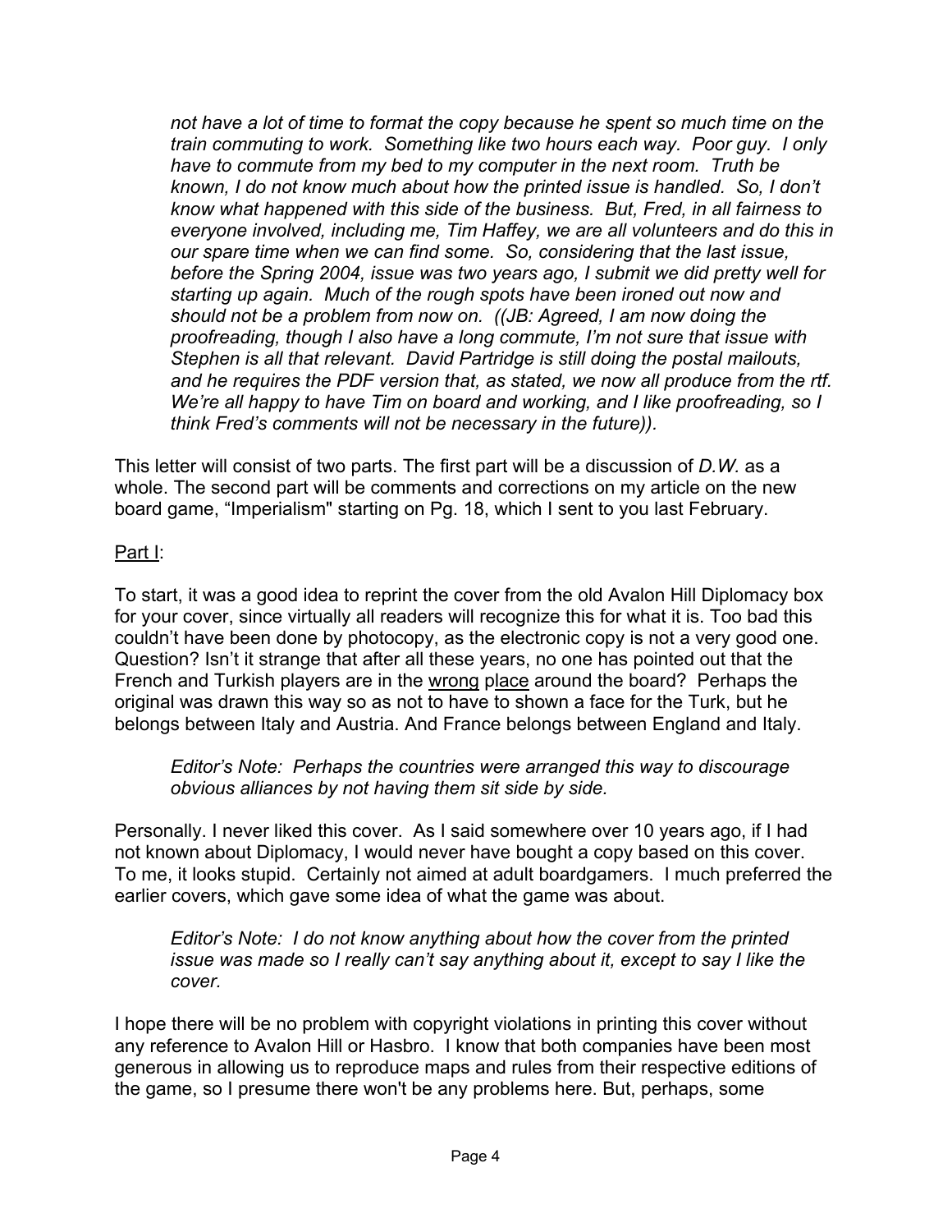*not have a lot of time to format the copy because he spent so much time on the train commuting to work. Something like two hours each way. Poor guy. I only have to commute from my bed to my computer in the next room. Truth be known, I do not know much about how the printed issue is handled. So, I don't know what happened with this side of the business. But, Fred, in all fairness to everyone involved, including me, Tim Haffey, we are all volunteers and do this in our spare time when we can find some. So, considering that the last issue, before the Spring 2004, issue was two years ago, I submit we did pretty well for starting up again. Much of the rough spots have been ironed out now and should not be a problem from now on. ((JB: Agreed, I am now doing the proofreading, though I also have a long commute, I'm not sure that issue with Stephen is all that relevant. David Partridge is still doing the postal mailouts, and he requires the PDF version that, as stated, we now all produce from the rtf. We're all happy to have Tim on board and working, and I like proofreading, so I think Fred's comments will not be necessary in the future)).*

This letter will consist of two parts. The first part will be a discussion of *D.W.* as a whole. The second part will be comments and corrections on my article on the new board game, "Imperialism" starting on Pg. 18, which I sent to you last February.

<u>Part I</u>:

To start, it was a good idea to reprint the cover from the old Avalon Hill Diplomacy box for your cover, since virtually all readers will recognize this for what it is. Too bad this couldn't have been done by photocopy, as the electronic copy is not a very good one. Question? Isn't it strange that after all these years, no one has pointed out that the French and Turkish players are in the <u>wrong place</u> around the board? Perhaps the original was drawn this way so as not to have to shown a face for the Turk, but he belongs between Italy and Austria. And France belongs between England and Italy.

> *Editor's Note: Perhaps the countries were arranged this way to discourage obvious alliances by not having them sit side by side.*

Personally. I never liked this cover. As I said somewhere over 10 years ago, if I had not known about Diplomacy, I would never have bought a copy based on this cover. To me, it looks stupid. Certainly not aimed at adult boardgamers. I much preferred the earlier covers, which gave some idea of what the game was about.

> *Editor's Note: I do not know anything about how the cover from the printed issue was made so I really can't say anything about it, except to say I like the cover.*

I hope there will be no problem with copyright violations in printing this cover without any reference to Avalon Hill or Hasbro. I know that both companies have been most generous in allowing us to reproduce maps and rules from their respective editions of the game, so I presume there won't be any problems here. But, perhaps, some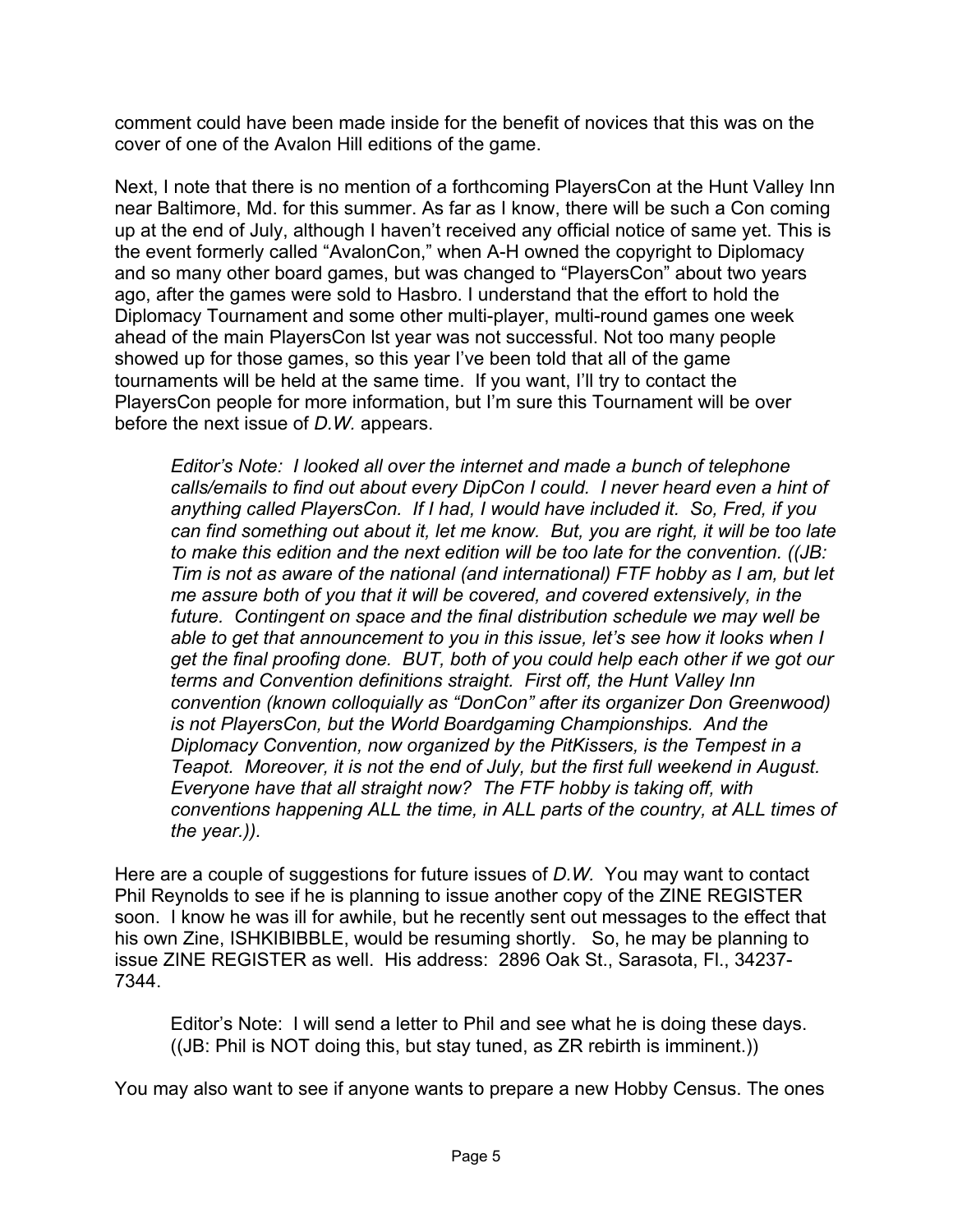comment could have been made inside for the benefit of novices that this was on the cover of one of the Avalon Hill editions of the game.

Next, I note that there is no mention of a forthcoming PlayersCon at the Hunt Valley Inn near Baltimore, Md. for this summer. As far as I know, there will be such a Con coming up at the end of July, although I haven't received any official notice of same yet. This is the event formerly called "AvalonCon," when A-H owned the copyright to Diplomacy and so many other board games, but was changed to "PlayersCon" about two years ago, after the games were sold to Hasbro. I understand that the effort to hold the Diplomacy Tournament and some other multi-player, multi-round games one week ahead of the main PlayersCon lst year was not successful. Not too many people showed up for those games, so this year I've been told that all of the game tournaments will be held at the same time. If you want, I'll try to contact the PlayersCon people for more information, but I'm sure this Tournament will be over before the next issue of *D.W.* appears.

> *Editor's Note: I looked all over the internet and made a bunch of telephone calls/emails to find out about every DipCon I could. I never heard even a hint of anything called PlayersCon. If I had, I would have included it. So, Fred, if you can find something out about it, let me know. But, you are right, it will be too late to make this edition and the next edition will be too late for the convention. ((JB: Tim is not as aware of the national (and international) FTF hobby as I am, but let me assure both of you that it will be covered, and covered extensively, in the future. Contingent on space and the final distribution schedule we may well be able to get that announcement to you in this issue, let's see how it looks when I get the final proofing done. BUT, both of you could help each other if we got our terms and Convention definitions straight. First off, the Hunt Valley Inn convention (known colloquially as "DonCon" after its organizer Don Greenwood) is not PlayersCon, but the World Boardgaming Championships. And the Diplomacy Convention, now organized by the PitKissers, is the Tempest in a Teapot. Moreover, it is not the end of July, but the first full weekend in August. Everyone have that all straight now? The FTF hobby is taking off, with conventions happening ALL the time, in ALL parts of the country, at ALL times of the year.)).*

Here are a couple of suggestions for future issues of *D.W.* You may want to contact Phil Reynolds to see if he is planning to issue another copy of the ZINE REGISTER soon. I know he was ill for awhile, but he recently sent out messages to the effect that his own Zine, ISHKIBIBBLE, would be resuming shortly. So, he may be planning to issue ZINE REGISTER as well. His address: 2896 Oak St., Sarasota, Fl., 34237-7344.

> Editor's Note: I will send a letter to Phil and see what he is doing these days. ((JB: Phil is NOT doing this, but stay tuned, as ZR rebirth is imminent.))

You may also want to see if anyone wants to prepare a new Hobby Census. The ones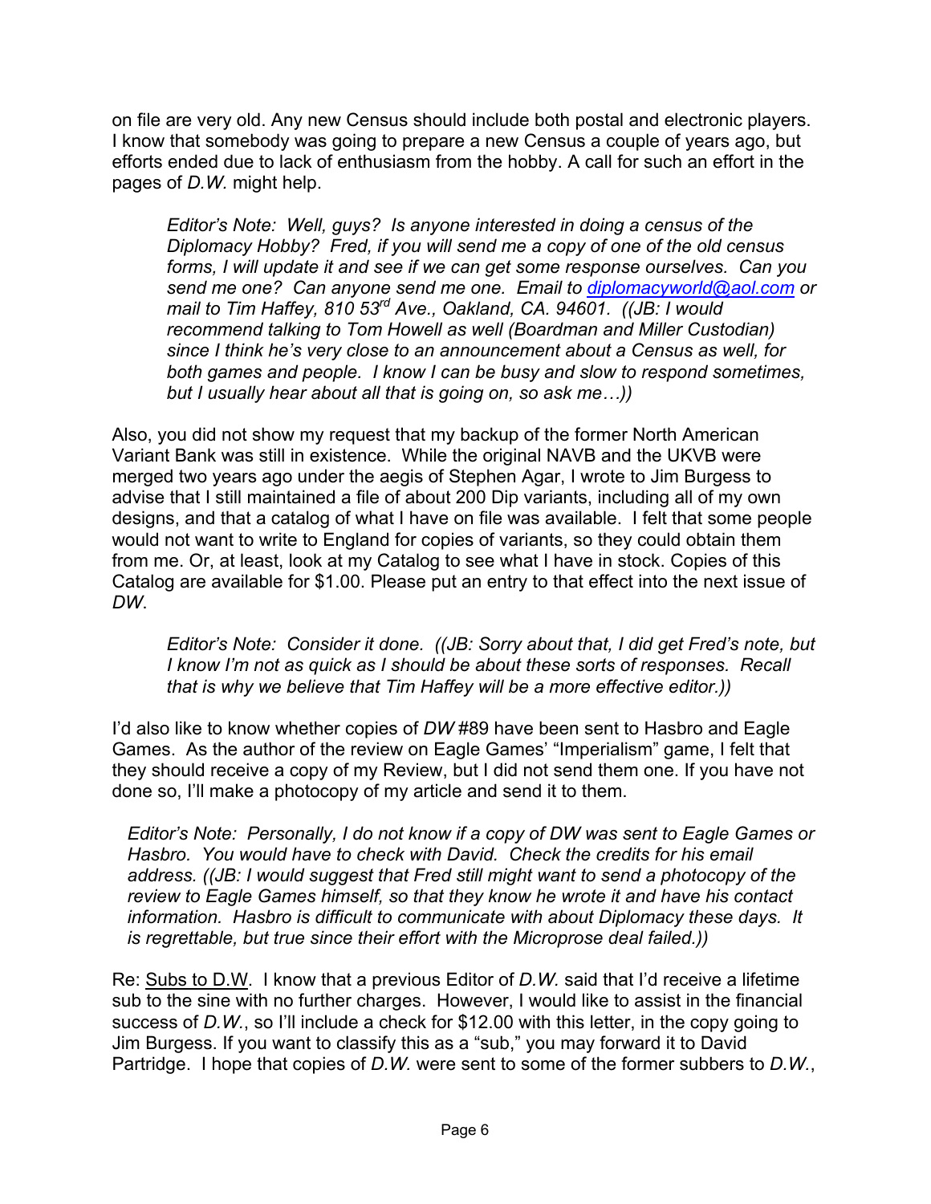on file are very old. Any new Census should include both postal and electronic players. I know that somebody was going to prepare a new Census a couple of years ago, but efforts ended due to lack of enthusiasm from the hobby. A call for such an effort in the pages of *D.W.* might help.

> *Editor's Note: Well, guys? Is anyone interested in doing a census of the Diplomacy Hobby? Fred, if you will send me a copy of one of the old census forms, I will update it and see if we can get some response ourselves. Can you send me one? Can anyone send me one. Email to diplomacyworld@aol.com or mail to Tim Haffey, 810 53rd Ave., Oakland, CA. 94601. ((JB: I would recommend talking to Tom Howell as well (Boardman and Miller Custodian) since I think he's very close to an announcement about a Census as well, for both games and people. I know I can be busy and slow to respond sometimes, but I usually hear about all that is going on, so ask me…))*

Also, you did not show my request that my backup of the former North American Variant Bank was still in existence. While the original NAVB and the UKVB were merged two years ago under the aegis of Stephen Agar, I wrote to Jim Burgess to advise that I still maintained a file of about 200 Dip variants, including all of my own designs, and that a catalog of what I have on file was available. I felt that some people would not want to write to England for copies of variants, so they could obtain them from me. Or, at least, look at my Catalog to see what I have in stock. Copies of this Catalog are available for $1.00. Please put an entry to that effect into the next issue of *DW*.

> *Editor's Note: Consider it done. ((JB: Sorry about that, I did get Fred's note, but I know I'm not as quick as I should be about these sorts of responses. Recall that is why we believe that Tim Haffey will be a more effective editor.))*

I'd also like to know whether copies of *DW* #89 have been sent to Hasbro and Eagle Games. As the author of the review on Eagle Games' "Imperialism" game, I felt that they should receive a copy of my Review, but I did not send them one. If you have not done so, I'll make a photocopy of my article and send it to them.

> *Editor's Note: Personally, I do not know if a copy of DW was sent to Eagle Games or Hasbro. You would have to check with David. Check the credits for his email address. ((JB: I would suggest that Fred still might want to send a photocopy of the review to Eagle Games himself, so that they know he wrote it and have his contact information. Hasbro is difficult to communicate with about Diplomacy these days. It is regrettable, but true since their effort with the Microprose deal failed.))*

Re: Subs to D.W. I know that a previous Editor of *D.W.* said that I'd receive a lifetime sub to the sine with no further charges. However, I would like to assist in the financial success of *D.W.*, so I'll include a check for $12.00 with this letter, in the copy going to Jim Burgess. If you want to classify this as a "sub," you may forward it to David Partridge. I hope that copies of *D.W.* were sent to some of the former subbers to *D.W.*,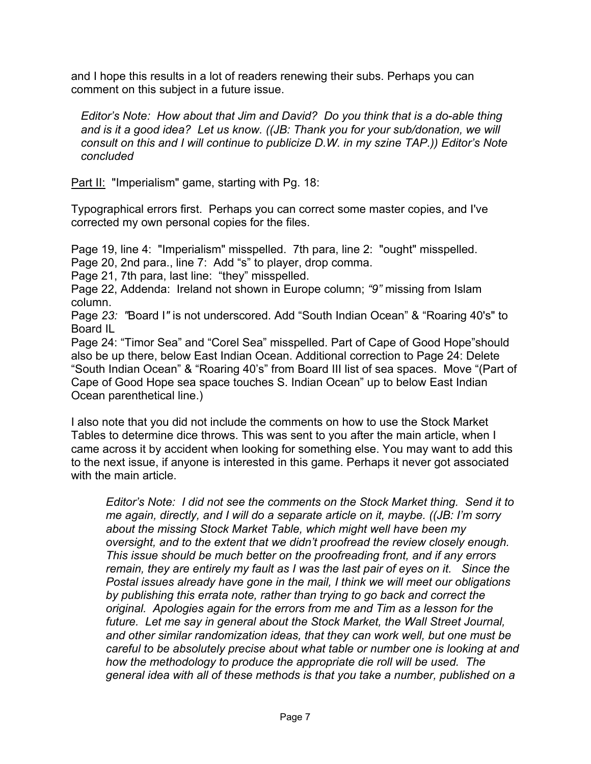and I hope this results in a lot of readers renewing their subs. Perhaps you can comment on this subject in a future issue.

> *Editor's Note: How about that Jim and David? Do you think that is a do-able thing and is it a good idea? Let us know. ((JB: Thank you for your sub/donation, we will consult on this and I will continue to publicize D.W. in my szine TAP.)) Editor's Note concluded*

Part II: "Imperialism" game, starting with Pg. 18:

Typographical errors first. Perhaps you can correct some master copies, and I've corrected my own personal copies for the files.

Page 19, line 4: "Imperialism" misspelled. 7th para, line 2: "ought" misspelled.
Page 20, 2nd para., line 7: Add "s" to player, drop comma.
Page 21, 7th para, last line: "they" misspelled.
Page 22, Addenda: Ireland not shown in Europe column; *"9"* missing from Islam column.
Page *23: "*Board I*"* is not underscored. Add "South Indian Ocean" & "Roaring 40's" to Board IL
Page 24: "Timor Sea" and "Corel Sea" misspelled. Part of Cape of Good Hope"should also be up there, below East Indian Ocean. Additional correction to Page 24: Delete "South Indian Ocean" & "Roaring 40's" from Board III list of sea spaces. Move "(Part of Cape of Good Hope sea space touches S. Indian Ocean" up to below East Indian Ocean parenthetical line.)

I also note that you did not include the comments on how to use the Stock Market Tables to determine dice throws. This was sent to you after the main article, when I came across it by accident when looking for something else. You may want to add this to the next issue, if anyone is interested in this game. Perhaps it never got associated with the main article.

> *Editor's Note: I did not see the comments on the Stock Market thing. Send it to me again, directly, and I will do a separate article on it, maybe. ((JB: I'm sorry about the missing Stock Market Table, which might well have been my oversight, and to the extent that we didn't proofread the review closely enough. This issue should be much better on the proofreading front, and if any errors remain, they are entirely my fault as I was the last pair of eyes on it. Since the Postal issues already have gone in the mail, I think we will meet our obligations by publishing this errata note, rather than trying to go back and correct the original. Apologies again for the errors from me and Tim as a lesson for the future. Let me say in general about the Stock Market, the Wall Street Journal, and other similar randomization ideas, that they can work well, but one must be careful to be absolutely precise about what table or number one is looking at and how the methodology to produce the appropriate die roll will be used. The general idea with all of these methods is that you take a number, published on a*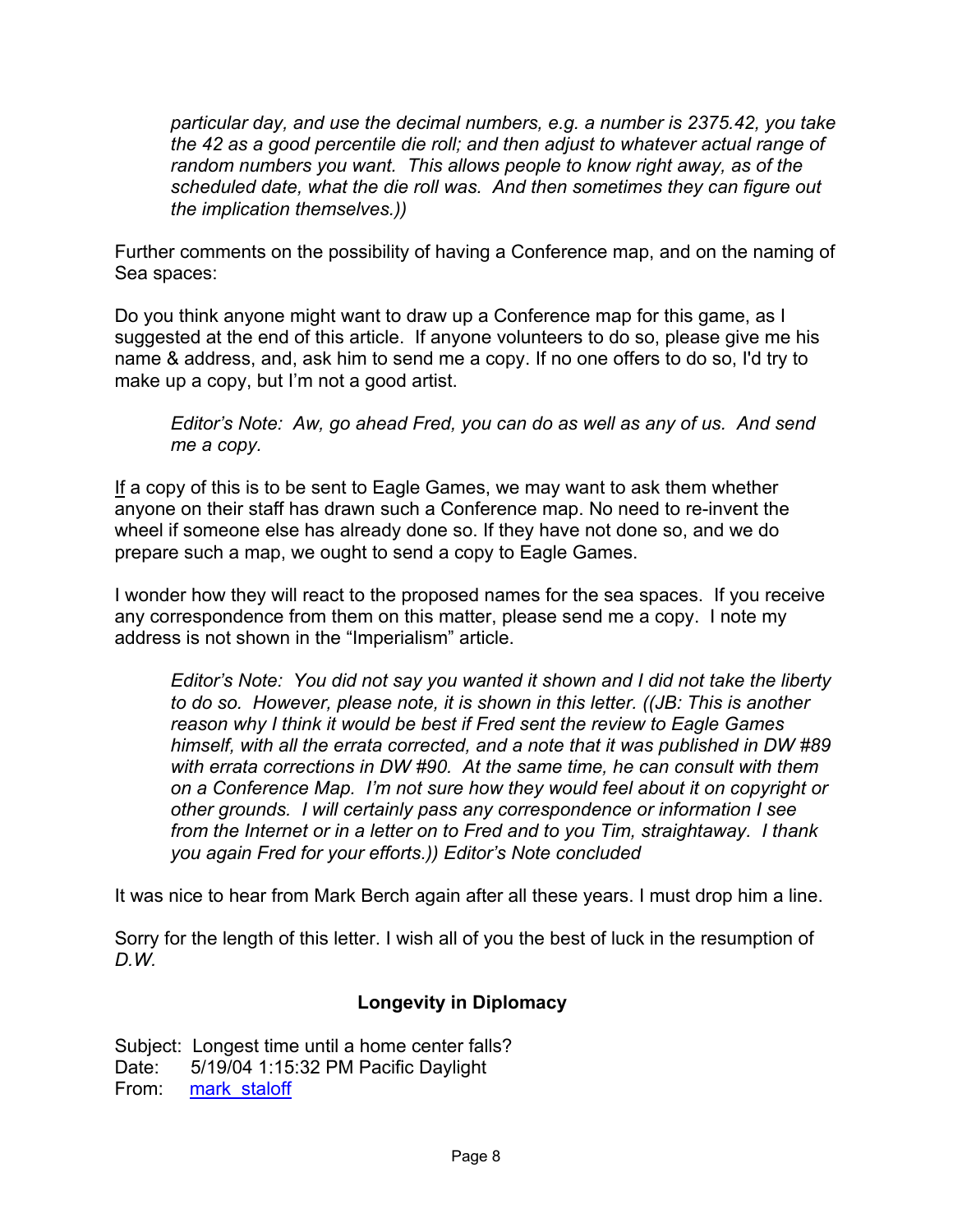*particular day, and use the decimal numbers, e.g. a number is 2375.42, you take the 42 as a good percentile die roll; and then adjust to whatever actual range of random numbers you want. This allows people to know right away, as of the scheduled date, what the die roll was. And then sometimes they can figure out the implication themselves.))*

Further comments on the possibility of having a Conference map, and on the naming of Sea spaces:

Do you think anyone might want to draw up a Conference map for this game, as I suggested at the end of this article. If anyone volunteers to do so, please give me his name & address, and, ask him to send me a copy. If no one offers to do so, I'd try to make up a copy, but I'm not a good artist.

> *Editor's Note: Aw, go ahead Fred, you can do as well as any of us. And send me a copy.*

<u>If</u> a copy of this is to be sent to Eagle Games, we may want to ask them whether anyone on their staff has drawn such a Conference map. No need to re-invent the wheel if someone else has already done so. If they have not done so, and we do prepare such a map, we ought to send a copy to Eagle Games.

I wonder how they will react to the proposed names for the sea spaces. If you receive any correspondence from them on this matter, please send me a copy. I note my address is not shown in the "Imperialism" article.

> *Editor's Note: You did not say you wanted it shown and I did not take the liberty to do so. However, please note, it is shown in this letter. ((JB: This is another reason why I think it would be best if Fred sent the review to Eagle Games himself, with all the errata corrected, and a note that it was published in DW #89 with errata corrections in DW #90. At the same time, he can consult with them on a Conference Map. I'm not sure how they would feel about it on copyright or other grounds. I will certainly pass any correspondence or information I see from the Internet or in a letter on to Fred and to you Tim, straightaway. I thank you again Fred for your efforts.)) Editor's Note concluded*

It was nice to hear from Mark Berch again after all these years. I must drop him a line.

Sorry for the length of this letter. I wish all of you the best of luck in the resumption of *D.W.*

## Longevity in Diplomacy

Subject: Longest time until a home center falls?
Date: 5/19/04 1:15:32 PM Pacific Daylight
From: mark_staloff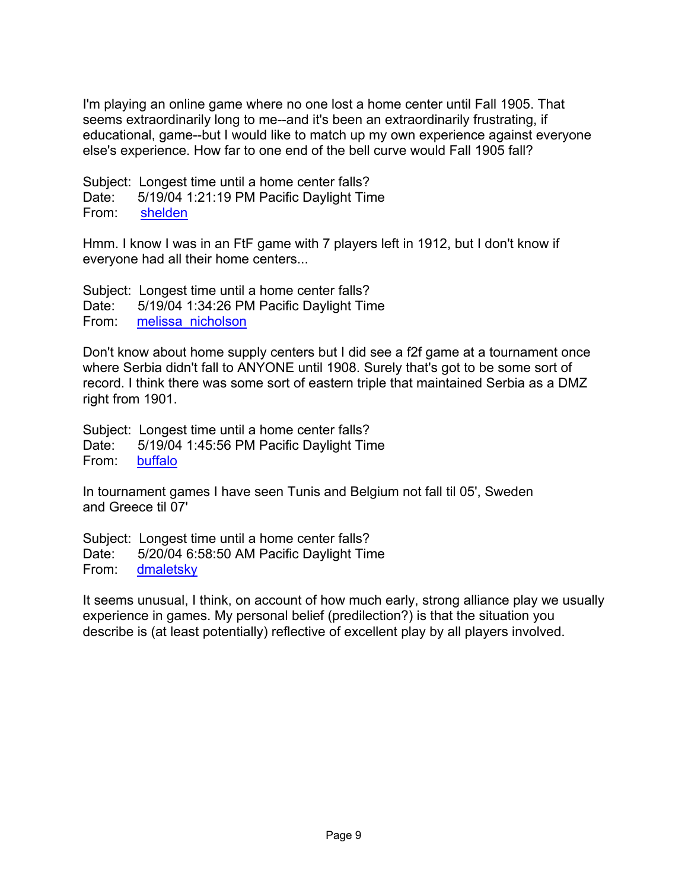I'm playing an online game where no one lost a home center until Fall 1905. That seems extraordinarily long to me--and it's been an extraordinarily frustrating, if educational, game--but I would like to match up my own experience against everyone else's experience. How far to one end of the bell curve would Fall 1905 fall?

Subject: Longest time until a home center falls?
Date: 5/19/04 1:21:19 PM Pacific Daylight Time
From: shelden

Hmm. I know I was in an FtF game with 7 players left in 1912, but I don't know if everyone had all their home centers...

Subject: Longest time until a home center falls?
Date: 5/19/04 1:34:26 PM Pacific Daylight Time
From: melissa_nicholson

Don't know about home supply centers but I did see a f2f game at a tournament once where Serbia didn't fall to ANYONE until 1908. Surely that's got to be some sort of record. I think there was some sort of eastern triple that maintained Serbia as a DMZ right from 1901.

Subject: Longest time until a home center falls?
Date: 5/19/04 1:45:56 PM Pacific Daylight Time
From: buffalo

In tournament games I have seen Tunis and Belgium not fall til 05', Sweden and Greece til 07'

Subject: Longest time until a home center falls?
Date: 5/20/04 6:58:50 AM Pacific Daylight Time
From: dmaletsky

It seems unusual, I think, on account of how much early, strong alliance play we usually experience in games. My personal belief (predilection?) is that the situation you describe is (at least potentially) reflective of excellent play by all players involved.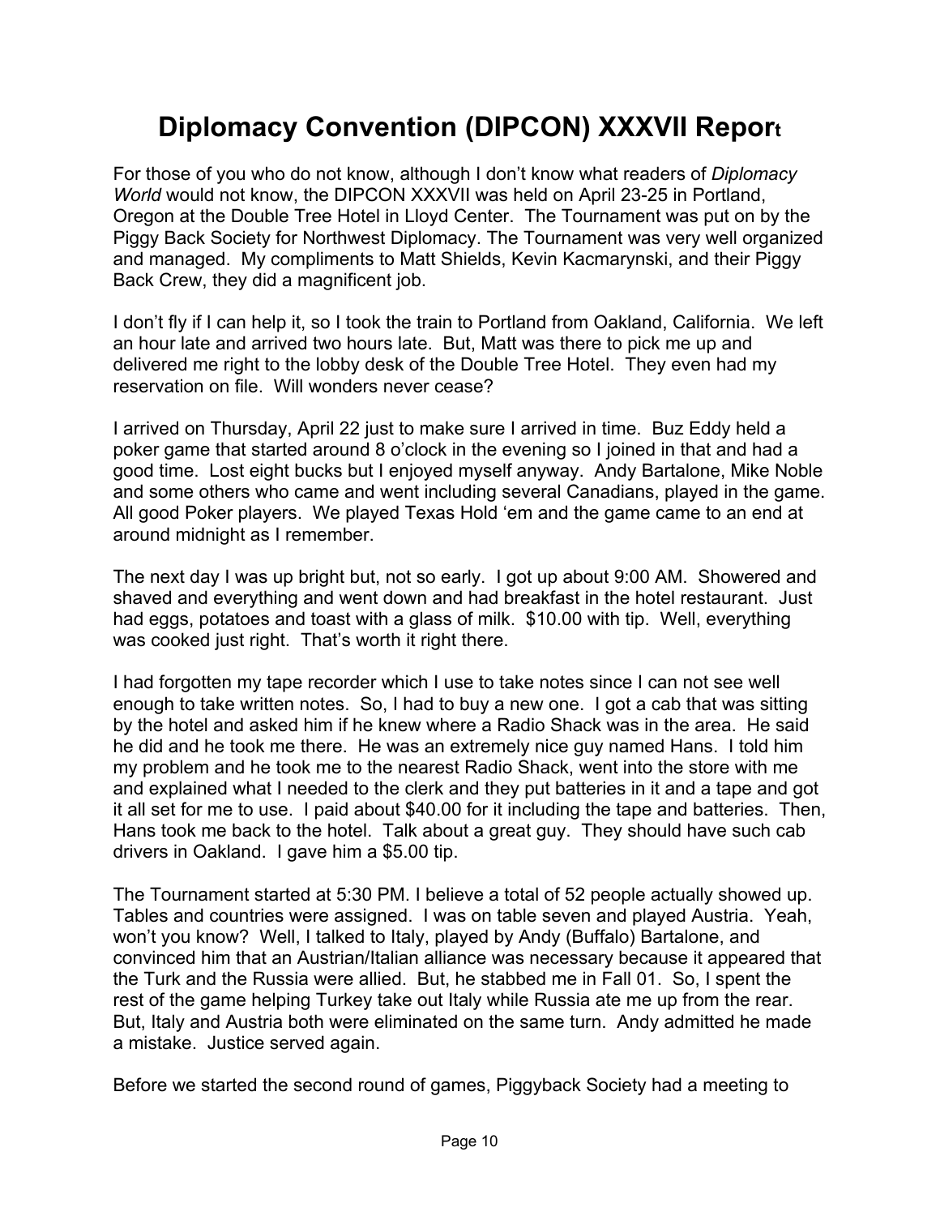# Diplomacy Convention (DIPCON) XXXVII Report

For those of you who do not know, although I don't know what readers of *Diplomacy World* would not know, the DIPCON XXXVII was held on April 23-25 in Portland, Oregon at the Double Tree Hotel in Lloyd Center. The Tournament was put on by the Piggy Back Society for Northwest Diplomacy. The Tournament was very well organized and managed. My compliments to Matt Shields, Kevin Kacmarynski, and their Piggy Back Crew, they did a magnificent job.

I don't fly if I can help it, so I took the train to Portland from Oakland, California. We left an hour late and arrived two hours late. But, Matt was there to pick me up and delivered me right to the lobby desk of the Double Tree Hotel. They even had my reservation on file. Will wonders never cease?

I arrived on Thursday, April 22 just to make sure I arrived in time. Buz Eddy held a poker game that started around 8 o'clock in the evening so I joined in that and had a good time. Lost eight bucks but I enjoyed myself anyway. Andy Bartalone, Mike Noble and some others who came and went including several Canadians, played in the game. All good Poker players. We played Texas Hold 'em and the game came to an end at around midnight as I remember.

The next day I was up bright but, not so early. I got up about 9:00 AM. Showered and shaved and everything and went down and had breakfast in the hotel restaurant. Just had eggs, potatoes and toast with a glass of milk. $10.00 with tip. Well, everything was cooked just right. That's worth it right there.

I had forgotten my tape recorder which I use to take notes since I can not see well enough to take written notes. So, I had to buy a new one. I got a cab that was sitting by the hotel and asked him if he knew where a Radio Shack was in the area. He said he did and he took me there. He was an extremely nice guy named Hans. I told him my problem and he took me to the nearest Radio Shack, went into the store with me and explained what I needed to the clerk and they put batteries in it and a tape and got it all set for me to use. I paid about $40.00 for it including the tape and batteries. Then, Hans took me back to the hotel. Talk about a great guy. They should have such cab drivers in Oakland. I gave him a $5.00 tip.

The Tournament started at 5:30 PM. I believe a total of 52 people actually showed up. Tables and countries were assigned. I was on table seven and played Austria. Yeah, won't you know? Well, I talked to Italy, played by Andy (Buffalo) Bartalone, and convinced him that an Austrian/Italian alliance was necessary because it appeared that the Turk and the Russia were allied. But, he stabbed me in Fall 01. So, I spent the rest of the game helping Turkey take out Italy while Russia ate me up from the rear. But, Italy and Austria both were eliminated on the same turn. Andy admitted he made a mistake. Justice served again.

Before we started the second round of games, Piggyback Society had a meeting to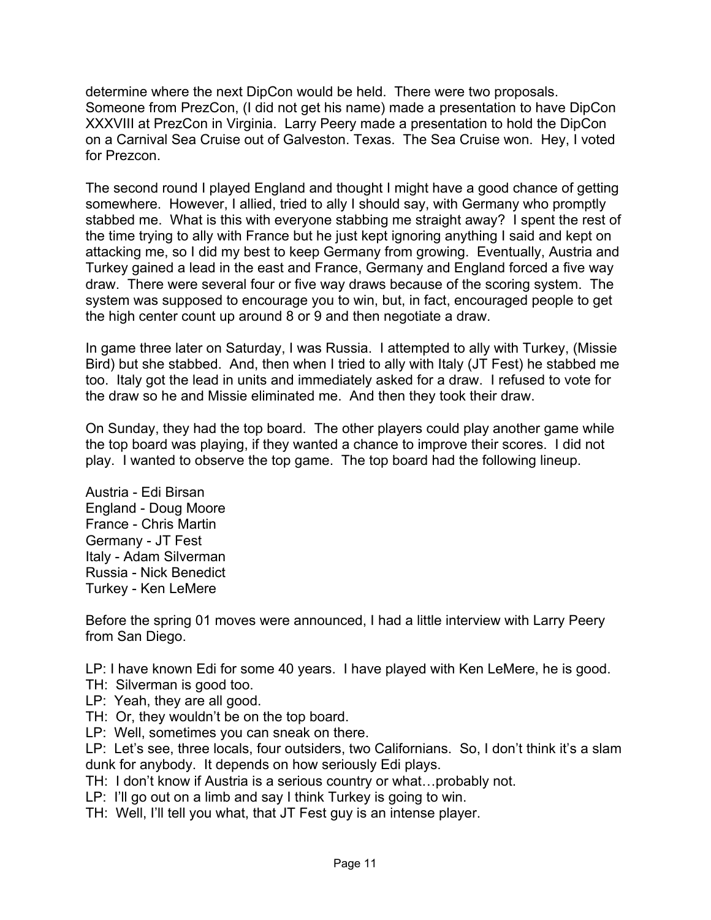determine where the next DipCon would be held. There were two proposals. Someone from PrezCon, (I did not get his name) made a presentation to have DipCon XXXVIII at PrezCon in Virginia. Larry Peery made a presentation to hold the DipCon on a Carnival Sea Cruise out of Galveston. Texas. The Sea Cruise won. Hey, I voted for Prezcon.

The second round I played England and thought I might have a good chance of getting somewhere. However, I allied, tried to ally I should say, with Germany who promptly stabbed me. What is this with everyone stabbing me straight away? I spent the rest of the time trying to ally with France but he just kept ignoring anything I said and kept on attacking me, so I did my best to keep Germany from growing. Eventually, Austria and Turkey gained a lead in the east and France, Germany and England forced a five way draw. There were several four or five way draws because of the scoring system. The system was supposed to encourage you to win, but, in fact, encouraged people to get the high center count up around 8 or 9 and then negotiate a draw.

In game three later on Saturday, I was Russia. I attempted to ally with Turkey, (Missie Bird) but she stabbed. And, then when I tried to ally with Italy (JT Fest) he stabbed me too. Italy got the lead in units and immediately asked for a draw. I refused to vote for the draw so he and Missie eliminated me. And then they took their draw.

On Sunday, they had the top board. The other players could play another game while the top board was playing, if they wanted a chance to improve their scores. I did not play. I wanted to observe the top game. The top board had the following lineup.

Austria - Edi Birsan
England - Doug Moore
France - Chris Martin
Germany - JT Fest
Italy - Adam Silverman
Russia - Nick Benedict
Turkey - Ken LeMere

Before the spring 01 moves were announced, I had a little interview with Larry Peery from San Diego.

LP: I have known Edi for some 40 years. I have played with Ken LeMere, he is good.
TH: Silverman is good too.
LP: Yeah, they are all good.
TH: Or, they wouldn't be on the top board.
LP: Well, sometimes you can sneak on there.
LP: Let's see, three locals, four outsiders, two Californians. So, I don't think it's a slam dunk for anybody. It depends on how seriously Edi plays.
TH: I don't know if Austria is a serious country or what…probably not.
LP: I'll go out on a limb and say I think Turkey is going to win.
TH: Well, I'll tell you what, that JT Fest guy is an intense player.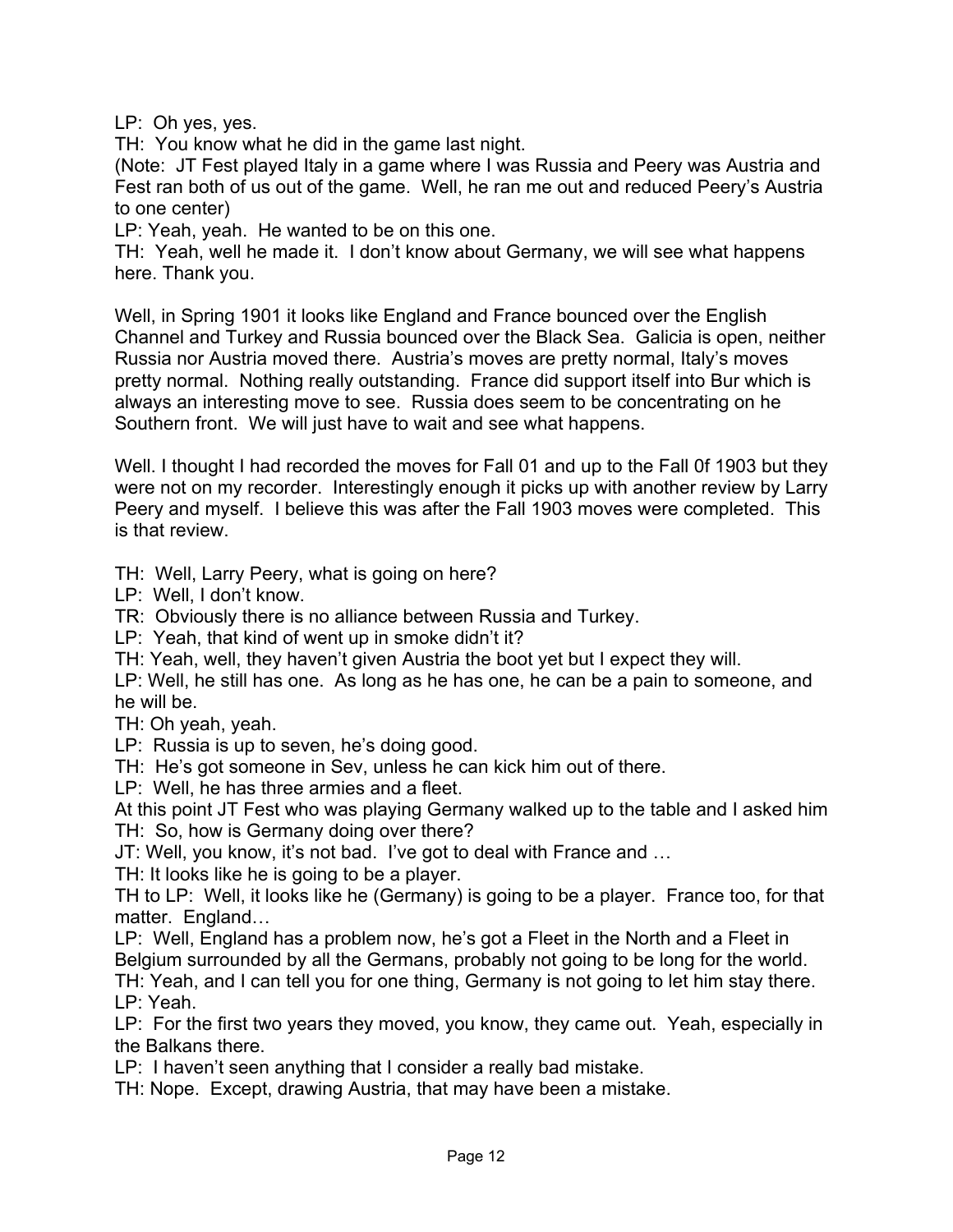LP: Oh yes, yes.

TH: You know what he did in the game last night.

(Note: JT Fest played Italy in a game where I was Russia and Peery was Austria and Fest ran both of us out of the game. Well, he ran me out and reduced Peery's Austria to one center)

LP: Yeah, yeah. He wanted to be on this one.

TH: Yeah, well he made it. I don't know about Germany, we will see what happens here. Thank you.

Well, in Spring 1901 it looks like England and France bounced over the English Channel and Turkey and Russia bounced over the Black Sea. Galicia is open, neither Russia nor Austria moved there. Austria's moves are pretty normal, Italy's moves pretty normal. Nothing really outstanding. France did support itself into Bur which is always an interesting move to see. Russia does seem to be concentrating on he Southern front. We will just have to wait and see what happens.

Well. I thought I had recorded the moves for Fall 01 and up to the Fall 0f 1903 but they were not on my recorder. Interestingly enough it picks up with another review by Larry Peery and myself. I believe this was after the Fall 1903 moves were completed. This is that review.

TH: Well, Larry Peery, what is going on here?

LP: Well, I don't know.

TR: Obviously there is no alliance between Russia and Turkey.

LP: Yeah, that kind of went up in smoke didn't it?

TH: Yeah, well, they haven't given Austria the boot yet but I expect they will.

LP: Well, he still has one. As long as he has one, he can be a pain to someone, and he will be.

TH: Oh yeah, yeah.

LP: Russia is up to seven, he's doing good.

TH: He's got someone in Sev, unless he can kick him out of there.

LP: Well, he has three armies and a fleet.

At this point JT Fest who was playing Germany walked up to the table and I asked him

TH: So, how is Germany doing over there?

JT: Well, you know, it's not bad. I've got to deal with France and …

TH: It looks like he is going to be a player.

TH to LP: Well, it looks like he (Germany) is going to be a player. France too, for that matter. England…

LP: Well, England has a problem now, he's got a Fleet in the North and a Fleet in Belgium surrounded by all the Germans, probably not going to be long for the world.

TH: Yeah, and I can tell you for one thing, Germany is not going to let him stay there.

LP: Yeah.

LP: For the first two years they moved, you know, they came out. Yeah, especially in the Balkans there.

LP: I haven't seen anything that I consider a really bad mistake.

TH: Nope. Except, drawing Austria, that may have been a mistake.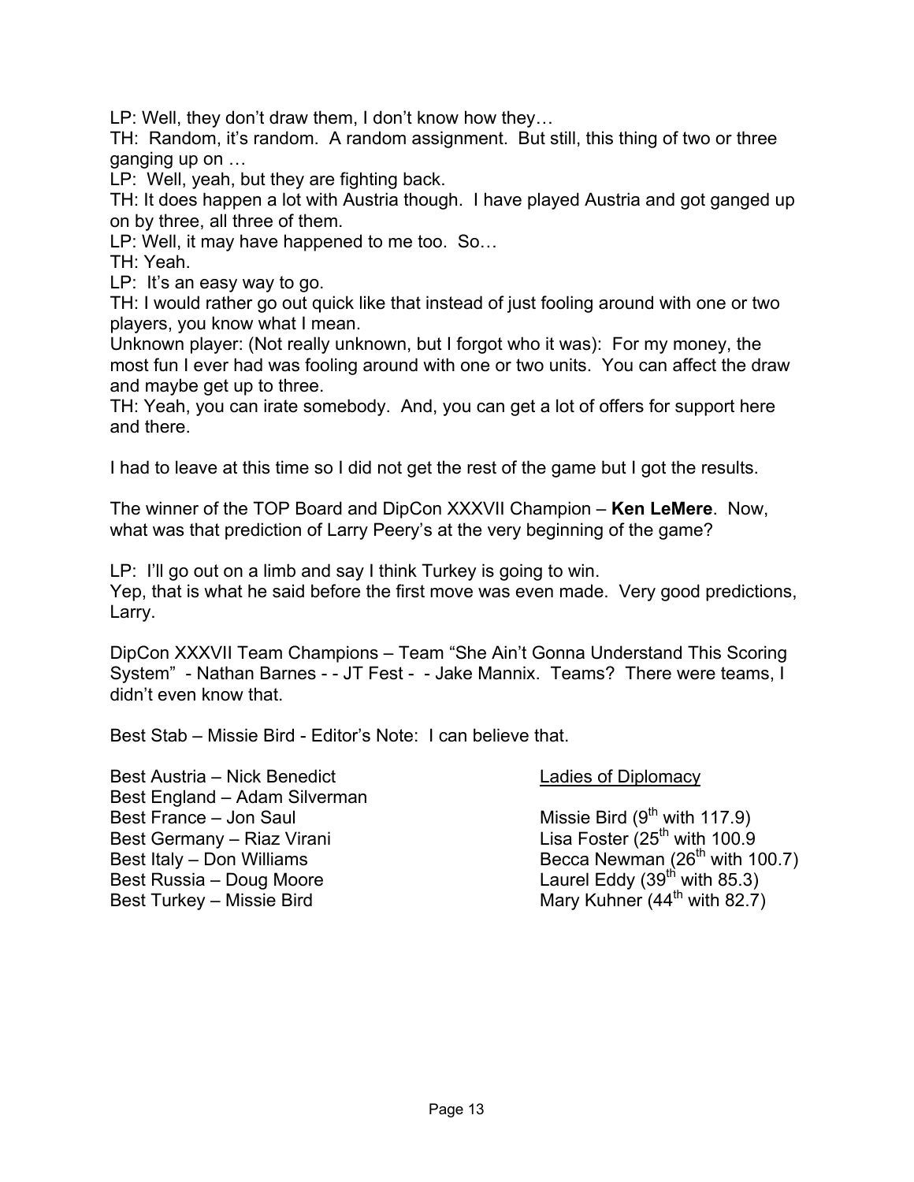LP: Well, they don't draw them, I don't know how they…

TH: Random, it's random. A random assignment. But still, this thing of two or three ganging up on …

LP: Well, yeah, but they are fighting back.

TH: It does happen a lot with Austria though. I have played Austria and got ganged up on by three, all three of them.

LP: Well, it may have happened to me too. So…

TH: Yeah.

LP: It's an easy way to go.

TH: I would rather go out quick like that instead of just fooling around with one or two players, you know what I mean.

Unknown player: (Not really unknown, but I forgot who it was): For my money, the most fun I ever had was fooling around with one or two units. You can affect the draw and maybe get up to three.

TH: Yeah, you can irate somebody. And, you can get a lot of offers for support here and there.

I had to leave at this time so I did not get the rest of the game but I got the results.

The winner of the TOP Board and DipCon XXXVII Champion – **Ken LeMere**. Now, what was that prediction of Larry Peery's at the very beginning of the game?

LP: I'll go out on a limb and say I think Turkey is going to win.

Yep, that is what he said before the first move was even made. Very good predictions, Larry.

DipCon XXXVII Team Champions – Team "She Ain't Gonna Understand This Scoring System" - Nathan Barnes - - JT Fest - - Jake Mannix. Teams? There were teams, I didn't even know that.

Best Stab – Missie Bird - Editor's Note: I can believe that.

Best Austria – Nick Benedict
Best England – Adam Silverman
Best France – Jon Saul
Best Germany – Riaz Virani
Best Italy – Don Williams
Best Russia – Doug Moore
Best Turkey – Missie Bird

<u>Ladies of Diplomacy</u>

Missie Bird (9th with 117.9)
Lisa Foster (25th with 100.9
Becca Newman (26th with 100.7)
Laurel Eddy (39th with 85.3)
Mary Kuhner (44th with 82.7)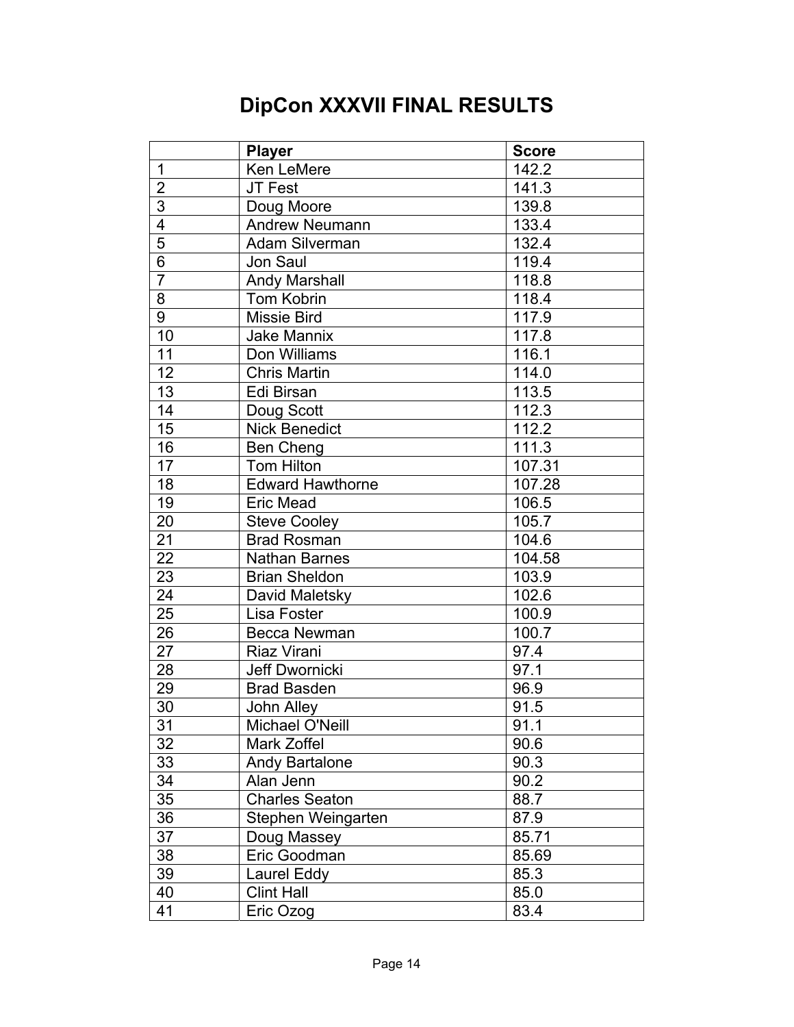# DipCon XXXVII FINAL RESULTS

| | Player | Score |
|---|---|---|
| 1 | Ken LeMere | 142.2 |
| 2 | JT Fest | 141.3 |
| 3 | Doug Moore | 139.8 |
| 4 | Andrew Neumann | 133.4 |
| 5 | Adam Silverman | 132.4 |
| 6 | Jon Saul | 119.4 |
| 7 | Andy Marshall | 118.8 |
| 8 | Tom Kobrin | 118.4 |
| 9 | Missie Bird | 117.9 |
| 10 | Jake Mannix | 117.8 |
| 11 | Don Williams | 116.1 |
| 12 | Chris Martin | 114.0 |
| 13 | Edi Birsan | 113.5 |
| 14 | Doug Scott | 112.3 |
| 15 | Nick Benedict | 112.2 |
| 16 | Ben Cheng | 111.3 |
| 17 | Tom Hilton | 107.31 |
| 18 | Edward Hawthorne | 107.28 |
| 19 | Eric Mead | 106.5 |
| 20 | Steve Cooley | 105.7 |
| 21 | Brad Rosman | 104.6 |
| 22 | Nathan Barnes | 104.58 |
| 23 | Brian Sheldon | 103.9 |
| 24 | David Maletsky | 102.6 |
| 25 | Lisa Foster | 100.9 |
| 26 | Becca Newman | 100.7 |
| 27 | Riaz Virani | 97.4 |
| 28 | Jeff Dwornicki | 97.1 |
| 29 | Brad Basden | 96.9 |
| 30 | John Alley | 91.5 |
| 31 | Michael O'Neill | 91.1 |
| 32 | Mark Zoffel | 90.6 |
| 33 | Andy Bartalone | 90.3 |
| 34 | Alan Jenn | 90.2 |
| 35 | Charles Seaton | 88.7 |
| 36 | Stephen Weingarten | 87.9 |
| 37 | Doug Massey | 85.71 |
| 38 | Eric Goodman | 85.69 |
| 39 | Laurel Eddy | 85.3 |
| 40 | Clint Hall | 85.0 |
| 41 | Eric Ozog | 83.4 |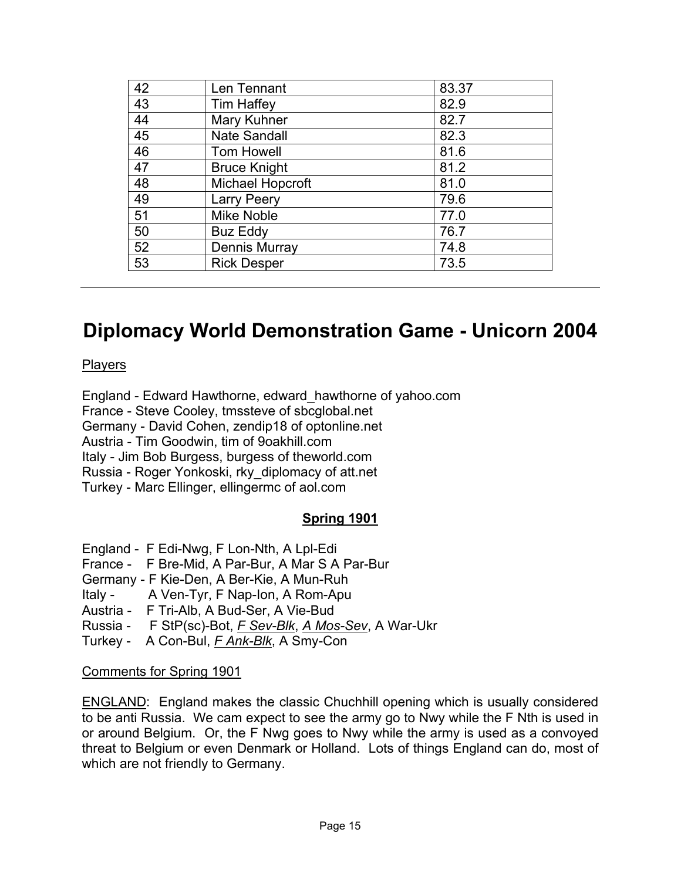| 42 | Len Tennant | 83.37 |
|---|---|---|
| 43 | Tim Haffey | 82.9 |
| 44 | Mary Kuhner | 82.7 |
| 45 | Nate Sandall | 82.3 |
| 46 | Tom Howell | 81.6 |
| 47 | Bruce Knight | 81.2 |
| 48 | Michael Hopcroft | 81.0 |
| 49 | Larry Peery | 79.6 |
| 51 | Mike Noble | 77.0 |
| 50 | Buz Eddy | 76.7 |
| 52 | Dennis Murray | 74.8 |
| 53 | Rick Desper | 73.5 |

---

# Diplomacy World Demonstration Game - Unicorn 2004

Players

England - Edward Hawthorne, edward_hawthorne of yahoo.com
France - Steve Cooley, tmssteve of sbcglobal.net
Germany - David Cohen, zendip18 of optonline.net
Austria - Tim Goodwin, tim of 9oakhill.com
Italy - Jim Bob Burgess, burgess of theworld.com
Russia - Roger Yonkoski, rky_diplomacy of att.net
Turkey - Marc Ellinger, ellingermc of aol.com

**Spring 1901**

England - F Edi-Nwg, F Lon-Nth, A Lpl-Edi
France - F Bre-Mid, A Par-Bur, A Mar S A Par-Bur
Germany - F Kie-Den, A Ber-Kie, A Mun-Ruh
Italy - A Ven-Tyr, F Nap-Ion, A Rom-Apu
Austria - F Tri-Alb, A Bud-Ser, A Vie-Bud
Russia - F StP(sc)-Bot, *F Sev-Blk*, *A Mos-Sev*, A War-Ukr
Turkey - A Con-Bul, *F Ank-Blk*, A Smy-Con

Comments for Spring 1901

ENGLAND: England makes the classic Chuchhill opening which is usually considered to be anti Russia. We cam expect to see the army go to Nwy while the F Nth is used in or around Belgium. Or, the F Nwg goes to Nwy while the army is used as a convoyed threat to Belgium or even Denmark or Holland. Lots of things England can do, most of which are not friendly to Germany.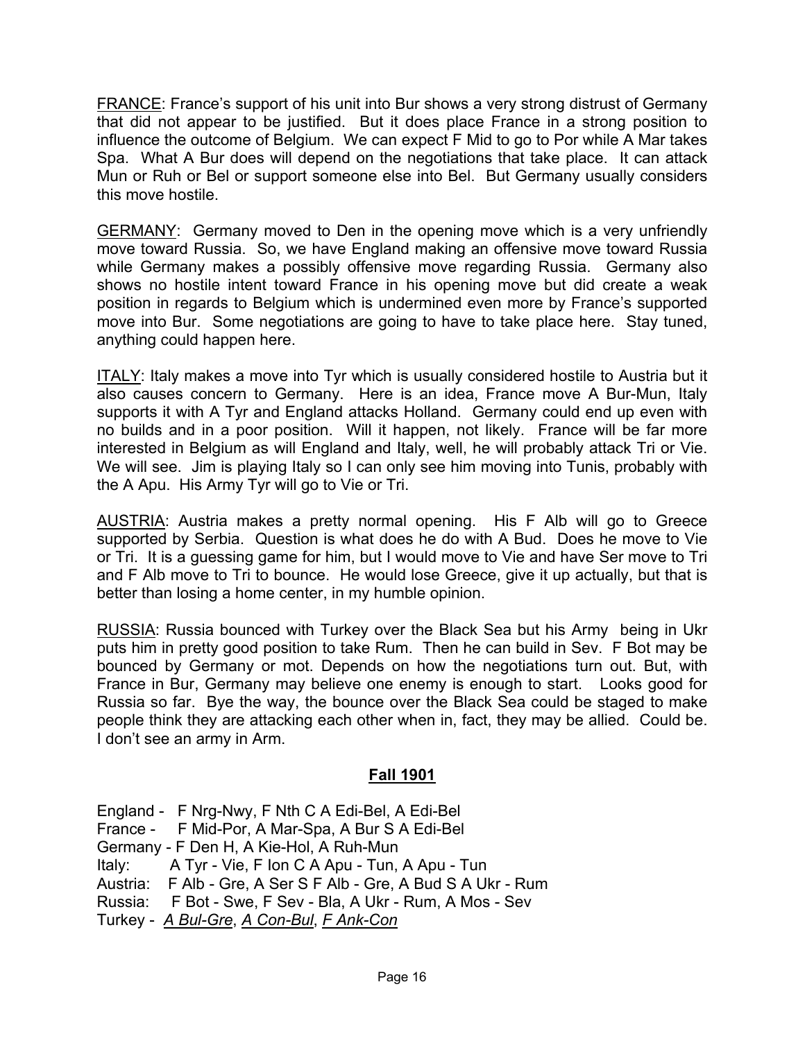<u>FRANCE</u>: France's support of his unit into Bur shows a very strong distrust of Germany that did not appear to be justified. But it does place France in a strong position to influence the outcome of Belgium. We can expect F Mid to go to Por while A Mar takes Spa. What A Bur does will depend on the negotiations that take place. It can attack Mun or Ruh or Bel or support someone else into Bel. But Germany usually considers this move hostile.

<u>GERMANY</u>: Germany moved to Den in the opening move which is a very unfriendly move toward Russia. So, we have England making an offensive move toward Russia while Germany makes a possibly offensive move regarding Russia. Germany also shows no hostile intent toward France in his opening move but did create a weak position in regards to Belgium which is undermined even more by France's supported move into Bur. Some negotiations are going to have to take place here. Stay tuned, anything could happen here.

<u>ITALY</u>: Italy makes a move into Tyr which is usually considered hostile to Austria but it also causes concern to Germany. Here is an idea, France move A Bur-Mun, Italy supports it with A Tyr and England attacks Holland. Germany could end up even with no builds and in a poor position. Will it happen, not likely. France will be far more interested in Belgium as will England and Italy, well, he will probably attack Tri or Vie. We will see. Jim is playing Italy so I can only see him moving into Tunis, probably with the A Apu. His Army Tyr will go to Vie or Tri.

<u>AUSTRIA</u>: Austria makes a pretty normal opening. His F Alb will go to Greece supported by Serbia. Question is what does he do with A Bud. Does he move to Vie or Tri. It is a guessing game for him, but I would move to Vie and have Ser move to Tri and F Alb move to Tri to bounce. He would lose Greece, give it up actually, but that is better than losing a home center, in my humble opinion.

<u>RUSSIA</u>: Russia bounced with Turkey over the Black Sea but his Army being in Ukr puts him in pretty good position to take Rum. Then he can build in Sev. F Bot may be bounced by Germany or mot. Depends on how the negotiations turn out. But, with France in Bur, Germany may believe one enemy is enough to start. Looks good for Russia so far. Bye the way, the bounce over the Black Sea could be staged to make people think they are attacking each other when in, fact, they may be allied. Could be. I don't see an army in Arm.

## <u>**Fall 1901**</u>

England - F Nrg-Nwy, F Nth C A Edi-Bel, A Edi-Bel
France - F Mid-Por, A Mar-Spa, A Bur S A Edi-Bel
Germany - F Den H, A Kie-Hol, A Ruh-Mun
Italy: A Tyr - Vie, F Ion C A Apu - Tun, A Apu - Tun
Austria: F Alb - Gre, A Ser S F Alb - Gre, A Bud S A Ukr - Rum
Russia: F Bot - Swe, F Sev - Bla, A Ukr - Rum, A Mos - Sev
Turkey - *<u>A Bul-Gre</u>*, *<u>A Con-Bul</u>*, *<u>F Ank-Con</u>*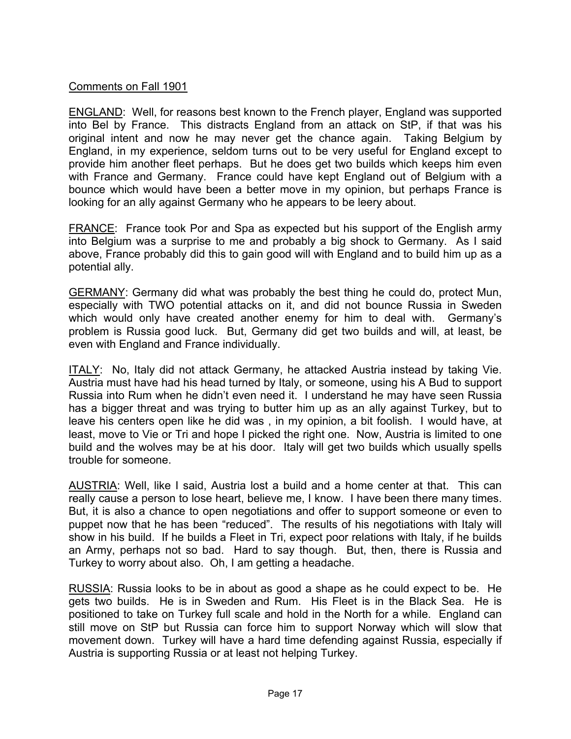Comments on Fall 1901

ENGLAND: Well, for reasons best known to the French player, England was supported into Bel by France. This distracts England from an attack on StP, if that was his original intent and now he may never get the chance again. Taking Belgium by England, in my experience, seldom turns out to be very useful for England except to provide him another fleet perhaps. But he does get two builds which keeps him even with France and Germany. France could have kept England out of Belgium with a bounce which would have been a better move in my opinion, but perhaps France is looking for an ally against Germany who he appears to be leery about.

FRANCE: France took Por and Spa as expected but his support of the English army into Belgium was a surprise to me and probably a big shock to Germany. As I said above, France probably did this to gain good will with England and to build him up as a potential ally.

GERMANY: Germany did what was probably the best thing he could do, protect Mun, especially with TWO potential attacks on it, and did not bounce Russia in Sweden which would only have created another enemy for him to deal with. Germany's problem is Russia good luck. But, Germany did get two builds and will, at least, be even with England and France individually.

ITALY: No, Italy did not attack Germany, he attacked Austria instead by taking Vie. Austria must have had his head turned by Italy, or someone, using his A Bud to support Russia into Rum when he didn't even need it. I understand he may have seen Russia has a bigger threat and was trying to butter him up as an ally against Turkey, but to leave his centers open like he did was , in my opinion, a bit foolish. I would have, at least, move to Vie or Tri and hope I picked the right one. Now, Austria is limited to one build and the wolves may be at his door. Italy will get two builds which usually spells trouble for someone.

AUSTRIA: Well, like I said, Austria lost a build and a home center at that. This can really cause a person to lose heart, believe me, I know. I have been there many times. But, it is also a chance to open negotiations and offer to support someone or even to puppet now that he has been "reduced". The results of his negotiations with Italy will show in his build. If he builds a Fleet in Tri, expect poor relations with Italy, if he builds an Army, perhaps not so bad. Hard to say though. But, then, there is Russia and Turkey to worry about also. Oh, I am getting a headache.

RUSSIA: Russia looks to be in about as good a shape as he could expect to be. He gets two builds. He is in Sweden and Rum. His Fleet is in the Black Sea. He is positioned to take on Turkey full scale and hold in the North for a while. England can still move on StP but Russia can force him to support Norway which will slow that movement down. Turkey will have a hard time defending against Russia, especially if Austria is supporting Russia or at least not helping Turkey.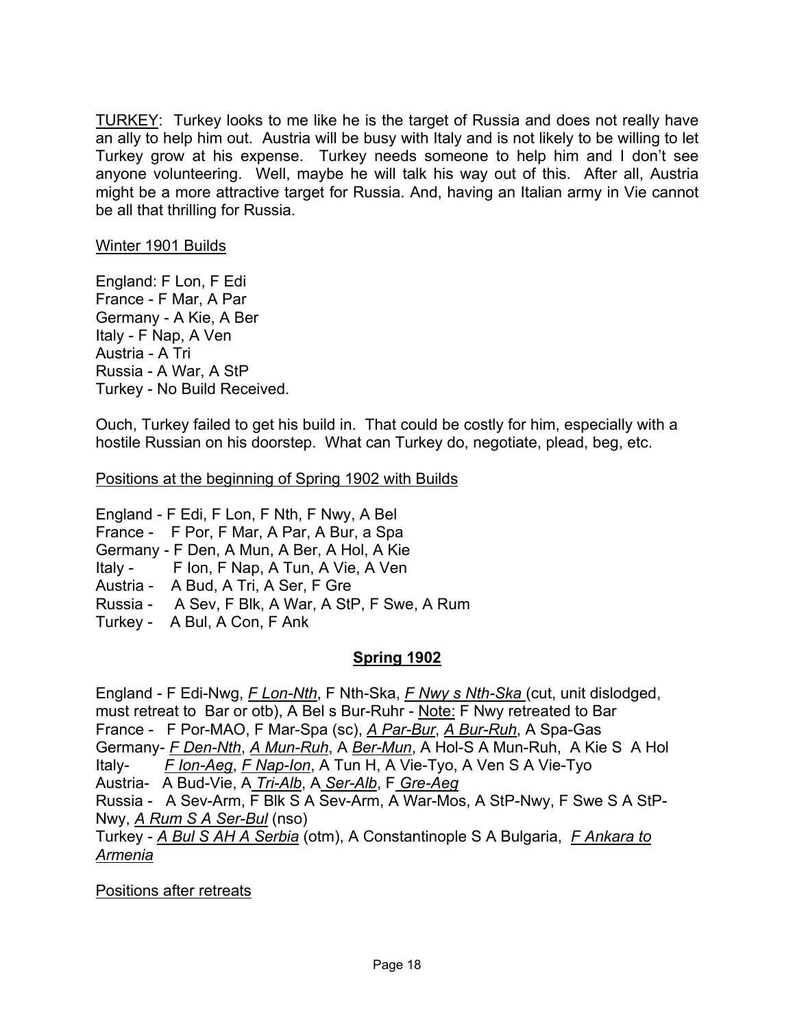<u>TURKEY</u>: Turkey looks to me like he is the target of Russia and does not really have an ally to help him out. Austria will be busy with Italy and is not likely to be willing to let Turkey grow at his expense. Turkey needs someone to help him and I don't see anyone volunteering. Well, maybe he will talk his way out of this. After all, Austria might be a more attractive target for Russia. And, having an Italian army in Vie cannot be all that thrilling for Russia.

<u>Winter 1901 Builds</u>

England: F Lon, F Edi
France - F Mar, A Par
Germany - A Kie, A Ber
Italy - F Nap, A Ven
Austria - A Tri
Russia - A War, A StP
Turkey - No Build Received.

Ouch, Turkey failed to get his build in. That could be costly for him, especially with a hostile Russian on his doorstep. What can Turkey do, negotiate, plead, beg, etc.

<u>Positions at the beginning of Spring 1902 with Builds</u>

England - F Edi, F Lon, F Nth, F Nwy, A Bel
France - F Por, F Mar, A Par, A Bur, a Spa
Germany - F Den, A Mun, A Ber, A Hol, A Kie
Italy - F Ion, F Nap, A Tun, A Vie, A Ven
Austria - A Bud, A Tri, A Ser, F Gre
Russia - A Sev, F Blk, A War, A StP, F Swe, A Rum
Turkey - A Bul, A Con, F Ank

## Spring 1902

England - F Edi-Nwg, *<u>F Lon-Nth</u>*, F Nth-Ska, *<u>F Nwy s Nth-Ska</u>* (cut, unit dislodged, must retreat to Bar or otb), A Bel s Bur-Ruhr - <u>Note:</u> F Nwy retreated to Bar
France - F Por-MAO, F Mar-Spa (sc), *<u>A Par-Bur</u>*, *<u>A Bur-Ruh</u>*, A Spa-Gas
Germany- *<u>F Den-Nth</u>*, *<u>A Mun-Ruh</u>*, A *<u>Ber-Mun</u>*, A Hol-S A Mun-Ruh, A Kie S A Hol
Italy- *<u>F Ion-Aeg</u>*, *<u>F Nap-Ion</u>*, A Tun H, A Vie-Tyo, A Ven S A Vie-Tyo
Austria- A Bud-Vie, A *<u>Tri-Alb</u>*, A *<u>Ser-Alb</u>*, F *<u>Gre-Aeg</u>*
Russia - A Sev-Arm, F Blk S A Sev-Arm, A War-Mos, A StP-Nwy, F Swe S A StP-Nwy, *<u>A Rum S A Ser-Bul</u>* (nso)
Turkey - *<u>A Bul S AH A Serbia</u>* (otm), A Constantinople S A Bulgaria, *<u>F Ankara to Armenia</u>*

<u>Positions after retreats</u>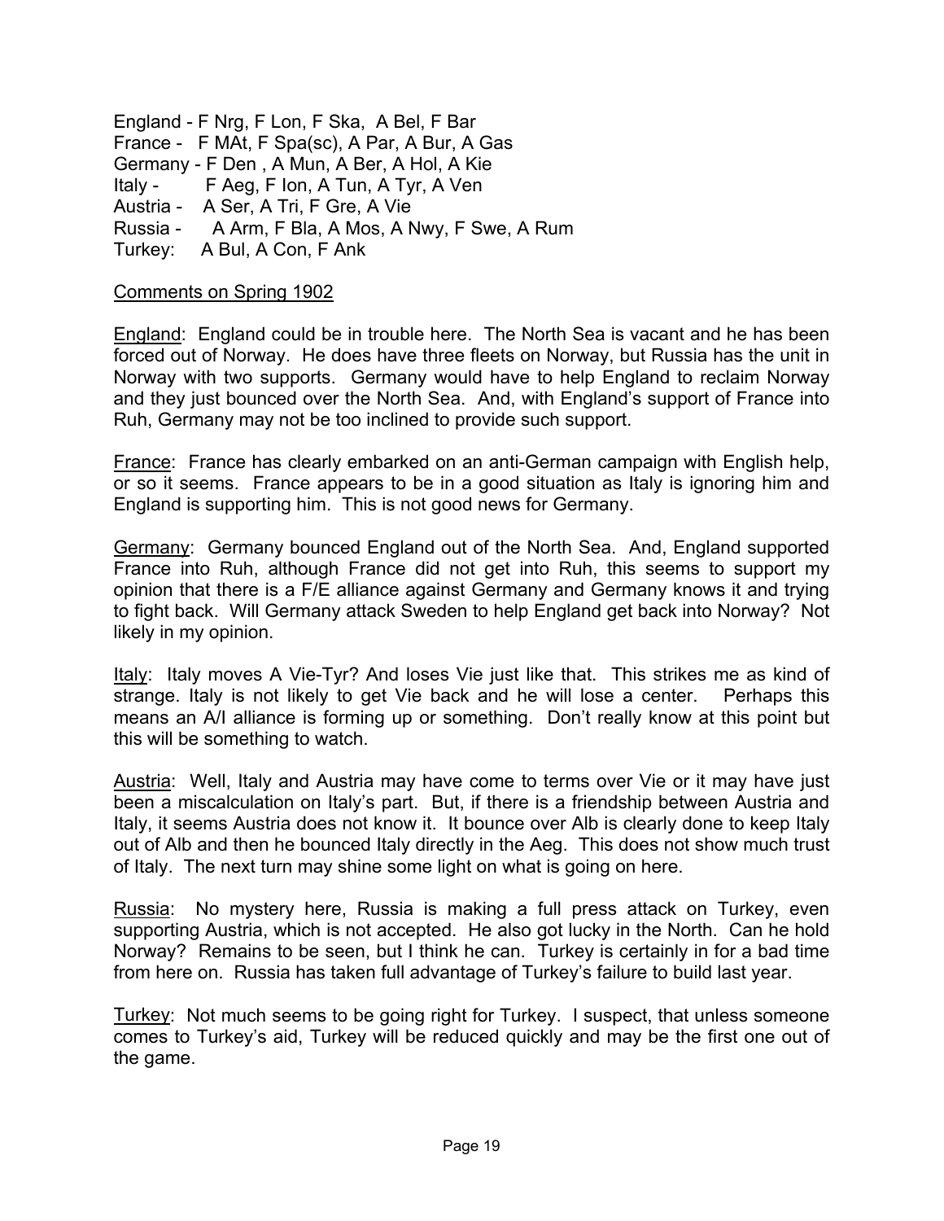England - F Nrg, F Lon, F Ska, A Bel, F Bar
France - F MAt, F Spa(sc), A Par, A Bur, A Gas
Germany - F Den , A Mun, A Ber, A Hol, A Kie
Italy - F Aeg, F Ion, A Tun, A Tyr, A Ven
Austria - A Ser, A Tri, F Gre, A Vie
Russia - A Arm, F Bla, A Mos, A Nwy, F Swe, A Rum
Turkey: A Bul, A Con, F Ank

## Comments on Spring 1902

England: England could be in trouble here. The North Sea is vacant and he has been forced out of Norway. He does have three fleets on Norway, but Russia has the unit in Norway with two supports. Germany would have to help England to reclaim Norway and they just bounced over the North Sea. And, with England's support of France into Ruh, Germany may not be too inclined to provide such support.

France: France has clearly embarked on an anti-German campaign with English help, or so it seems. France appears to be in a good situation as Italy is ignoring him and England is supporting him. This is not good news for Germany.

Germany: Germany bounced England out of the North Sea. And, England supported France into Ruh, although France did not get into Ruh, this seems to support my opinion that there is a F/E alliance against Germany and Germany knows it and trying to fight back. Will Germany attack Sweden to help England get back into Norway? Not likely in my opinion.

Italy: Italy moves A Vie-Tyr? And loses Vie just like that. This strikes me as kind of strange. Italy is not likely to get Vie back and he will lose a center. Perhaps this means an A/I alliance is forming up or something. Don't really know at this point but this will be something to watch.

Austria: Well, Italy and Austria may have come to terms over Vie or it may have just been a miscalculation on Italy's part. But, if there is a friendship between Austria and Italy, it seems Austria does not know it. It bounce over Alb is clearly done to keep Italy out of Alb and then he bounced Italy directly in the Aeg. This does not show much trust of Italy. The next turn may shine some light on what is going on here.

Russia: No mystery here, Russia is making a full press attack on Turkey, even supporting Austria, which is not accepted. He also got lucky in the North. Can he hold Norway? Remains to be seen, but I think he can. Turkey is certainly in for a bad time from here on. Russia has taken full advantage of Turkey's failure to build last year.

Turkey: Not much seems to be going right for Turkey. I suspect, that unless someone comes to Turkey's aid, Turkey will be reduced quickly and may be the first one out of the game.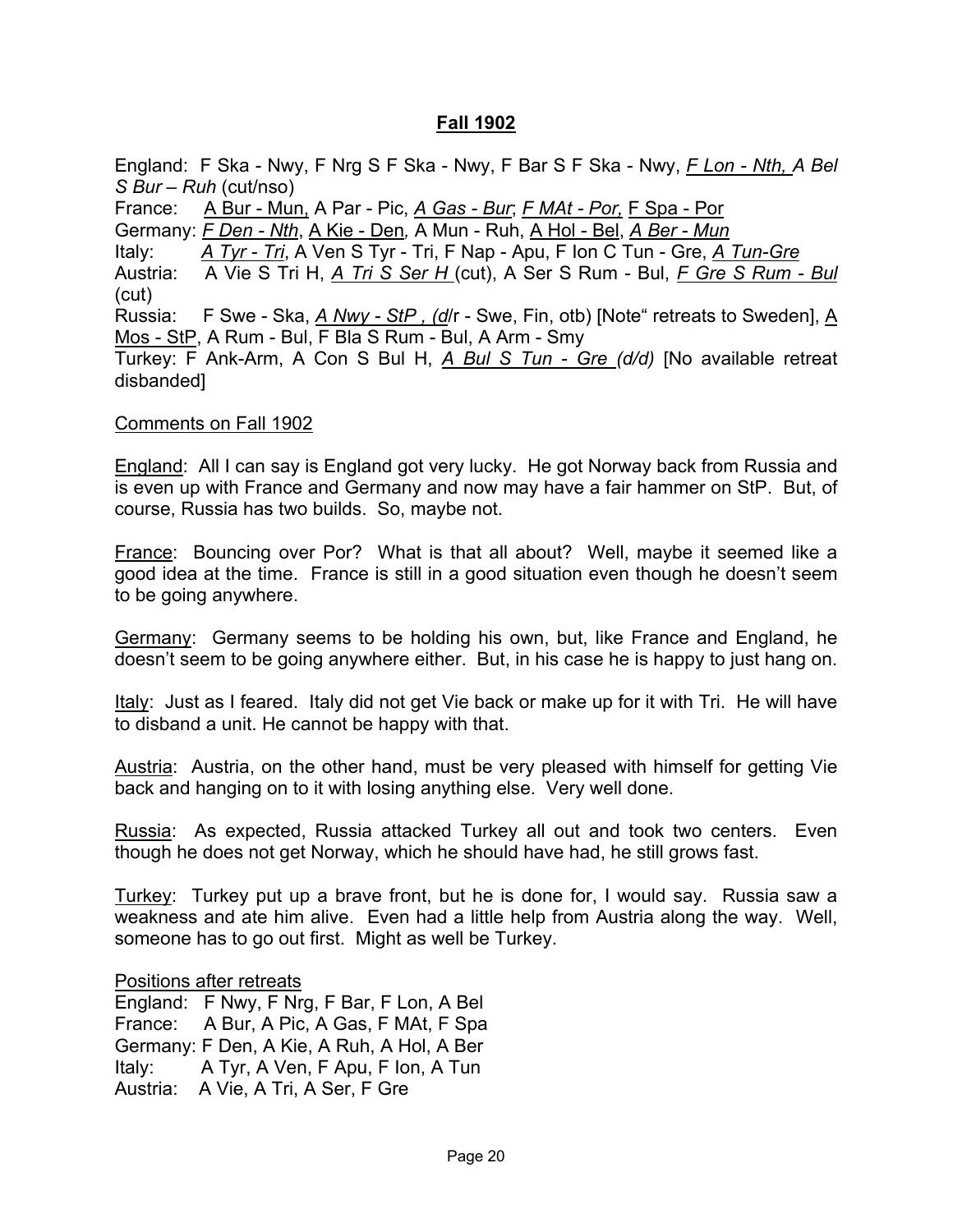## Fall 1902

England: F Ska - Nwy, F Nrg S F Ska - Nwy, F Bar S F Ska - Nwy, *F Lon - Nth, A Bel S Bur – Ruh* (cut/nso)
France: A Bur - Mun, A Par - Pic, *A Gas - Bur*; *F MAt - Por,* F Spa - Por
Germany: *F Den - Nth*, A Kie - Den*,* A Mun - Ruh, A Hol - Bel, *A Ber - Mun*
Italy: *A Tyr - Tri*, A Ven S Tyr - Tri, F Nap - Apu, F Ion C Tun - Gre, *A Tun-Gre*
Austria: A Vie S Tri H, *A Tri S Ser H* (cut), A Ser S Rum - Bul, *F Gre S Rum - Bul* (cut)
Russia: F Swe - Ska, *A Nwy - StP , (d*/r - Swe, Fin, otb) [Note“ retreats to Sweden], A Mos - StP, A Rum - Bul, F Bla S Rum - Bul, A Arm - Smy
Turkey: F Ank-Arm, A Con S Bul H, *A Bul S Tun - Gre (d/d)* [No available retreat disbanded]

Comments on Fall 1902

England: All I can say is England got very lucky. He got Norway back from Russia and is even up with France and Germany and now may have a fair hammer on StP. But, of course, Russia has two builds. So, maybe not.

France: Bouncing over Por? What is that all about? Well, maybe it seemed like a good idea at the time. France is still in a good situation even though he doesn't seem to be going anywhere.

Germany: Germany seems to be holding his own, but, like France and England, he doesn't seem to be going anywhere either. But, in his case he is happy to just hang on.

Italy: Just as I feared. Italy did not get Vie back or make up for it with Tri. He will have to disband a unit. He cannot be happy with that.

Austria: Austria, on the other hand, must be very pleased with himself for getting Vie back and hanging on to it with losing anything else. Very well done.

Russia: As expected, Russia attacked Turkey all out and took two centers. Even though he does not get Norway, which he should have had, he still grows fast.

Turkey: Turkey put up a brave front, but he is done for, I would say. Russia saw a weakness and ate him alive. Even had a little help from Austria along the way. Well, someone has to go out first. Might as well be Turkey.

Positions after retreats
England: F Nwy, F Nrg, F Bar, F Lon, A Bel
France: A Bur, A Pic, A Gas, F MAt, F Spa
Germany: F Den, A Kie, A Ruh, A Hol, A Ber
Italy: A Tyr, A Ven, F Apu, F Ion, A Tun
Austria: A Vie, A Tri, A Ser, F Gre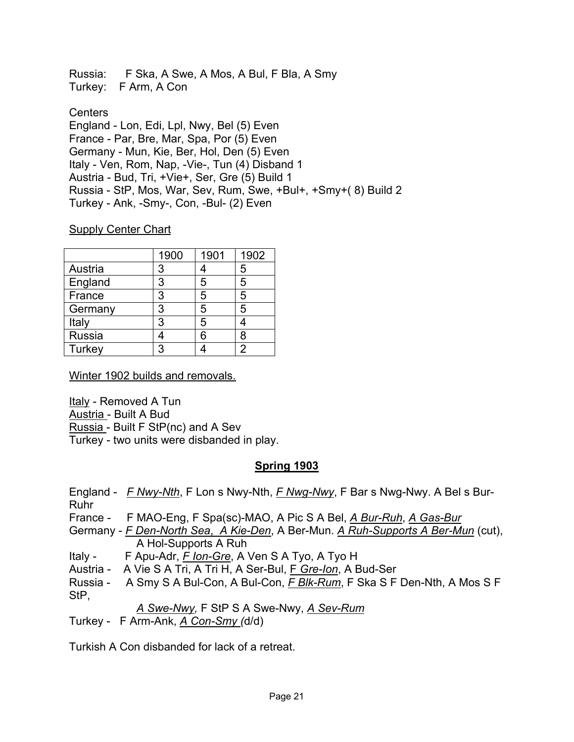Russia: F Ska, A Swe, A Mos, A Bul, F Bla, A Smy
Turkey: F Arm, A Con

Centers
England - Lon, Edi, Lpl, Nwy, Bel (5) Even
France - Par, Bre, Mar, Spa, Por (5) Even
Germany - Mun, Kie, Ber, Hol, Den (5) Even
Italy - Ven, Rom, Nap, -Vie-, Tun (4) Disband 1
Austria - Bud, Tri, +Vie+, Ser, Gre (5) Build 1
Russia - StP, Mos, War, Sev, Rum, Swe, +Bul+, +Smy+( 8) Build 2
Turkey - Ank, -Smy-, Con, -Bul- (2) Even

<u>Supply Center Chart</u>

| | 1900 | 1901 | 1902 |
|---|---|---|---|
| Austria | 3 | 4 | 5 |
| England | 3 | 5 | 5 |
| France | 3 | 5 | 5 |
| Germany | 3 | 5 | 5 |
| Italy | 3 | 5 | 4 |
| Russia | 4 | 6 | 8 |
| Turkey | 3 | 4 | 2 |

<u>Winter 1902 builds and removals.</u>

<u>Italy</u> - Removed A Tun
<u>Austria</u> - Built A Bud
<u>Russia</u> - Built F StP(nc) and A Sev
Turkey - two units were disbanded in play.

## Spring 1903

England - <u>*F Nwy-Nth*</u>, F Lon s Nwy-Nth, <u>*F Nwg-Nwy*</u>, F Bar s Nwg-Nwy. A Bel s Bur-Ruhr
France - F MAO-Eng, F Spa(sc)-MAO, A Pic S A Bel, <u>*A Bur-Ruh*</u>, <u>*A Gas-Bur*</u>
Germany - <u>*F Den-North Sea*</u>, <u>*A Kie-Den*</u>, A Ber-Mun. <u>*A Ruh-Supports A Ber-Mun*</u> (cut), A Hol-Supports A Ruh
Italy - F Apu-Adr, <u>*F Ion-Gre*</u>, A Ven S A Tyo, A Tyo H
Austria - A Vie S A Tri, A Tri H, A Ser-Bul, <u>F *Gre-Ion*</u>, A Bud-Ser
Russia - A Smy S A Bul-Con, A Bul-Con, <u>*F Blk-Rum*</u>, F Ska S F Den-Nth, A Mos S F StP, <u>*A Swe-Nwy,*</u> F StP S A Swe-Nwy, <u>*A Sev-Rum*</u>
Turkey - F Arm-Ank, <u>*A Con-Smy*</u> (d/d)

Turkish A Con disbanded for lack of a retreat.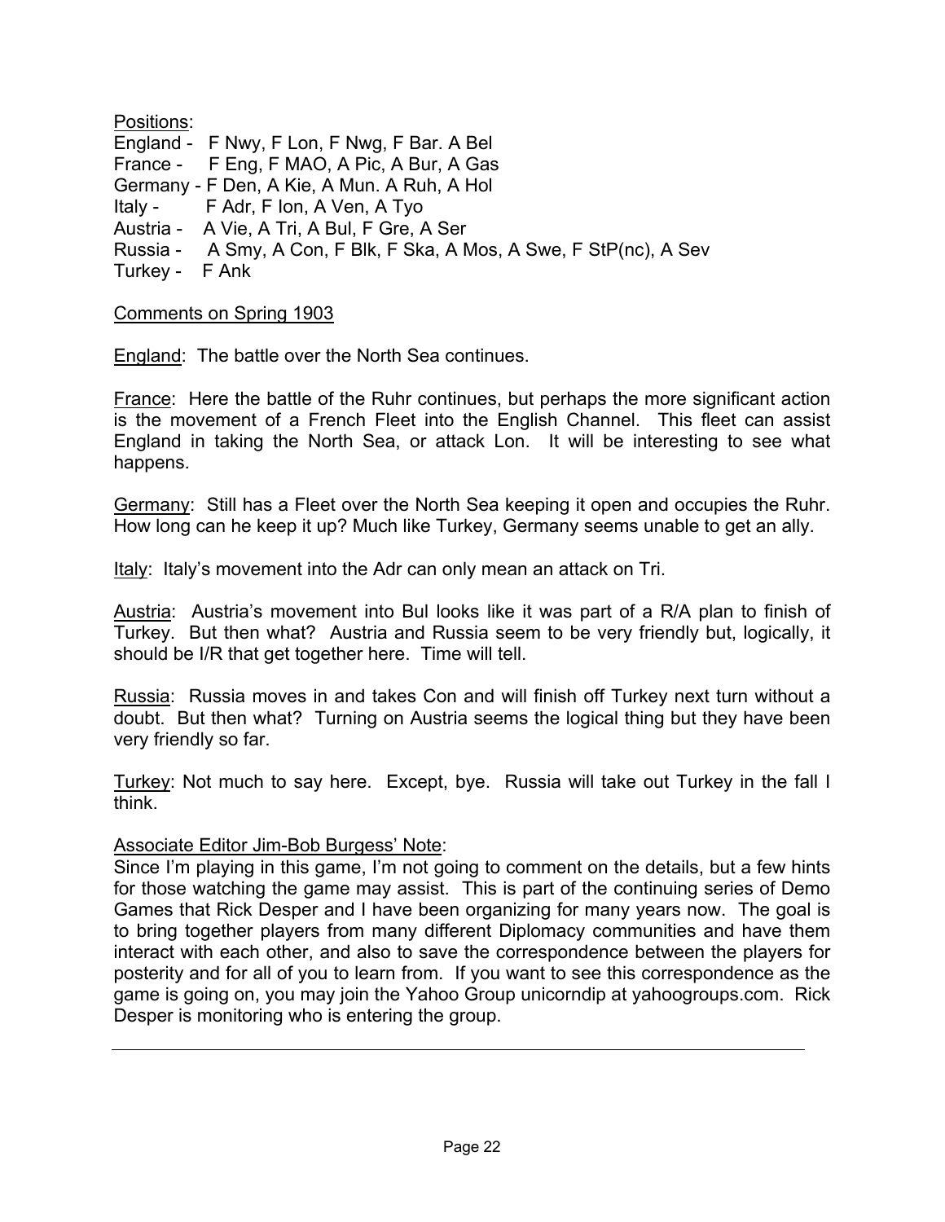Positions:

England - F Nwy, F Lon, F Nwg, F Bar. A Bel
France - F Eng, F MAO, A Pic, A Bur, A Gas
Germany - F Den, A Kie, A Mun. A Ruh, A Hol
Italy - F Adr, F Ion, A Ven, A Tyo
Austria - A Vie, A Tri, A Bul, F Gre, A Ser
Russia - A Smy, A Con, F Blk, F Ska, A Mos, A Swe, F StP(nc), A Sev
Turkey - F Ank

Comments on Spring 1903

England: The battle over the North Sea continues.

France: Here the battle of the Ruhr continues, but perhaps the more significant action is the movement of a French Fleet into the English Channel. This fleet can assist England in taking the North Sea, or attack Lon. It will be interesting to see what happens.

Germany: Still has a Fleet over the North Sea keeping it open and occupies the Ruhr. How long can he keep it up? Much like Turkey, Germany seems unable to get an ally.

Italy: Italy's movement into the Adr can only mean an attack on Tri.

Austria: Austria's movement into Bul looks like it was part of a R/A plan to finish of Turkey. But then what? Austria and Russia seem to be very friendly but, logically, it should be I/R that get together here. Time will tell.

Russia: Russia moves in and takes Con and will finish off Turkey next turn without a doubt. But then what? Turning on Austria seems the logical thing but they have been very friendly so far.

Turkey: Not much to say here. Except, bye. Russia will take out Turkey in the fall I think.

Associate Editor Jim-Bob Burgess' Note:

Since I'm playing in this game, I'm not going to comment on the details, but a few hints for those watching the game may assist. This is part of the continuing series of Demo Games that Rick Desper and I have been organizing for many years now. The goal is to bring together players from many different Diplomacy communities and have them interact with each other, and also to save the correspondence between the players for posterity and for all of you to learn from. If you want to see this correspondence as the game is going on, you may join the Yahoo Group unicorndip at yahoogroups.com. Rick Desper is monitoring who is entering the group.

---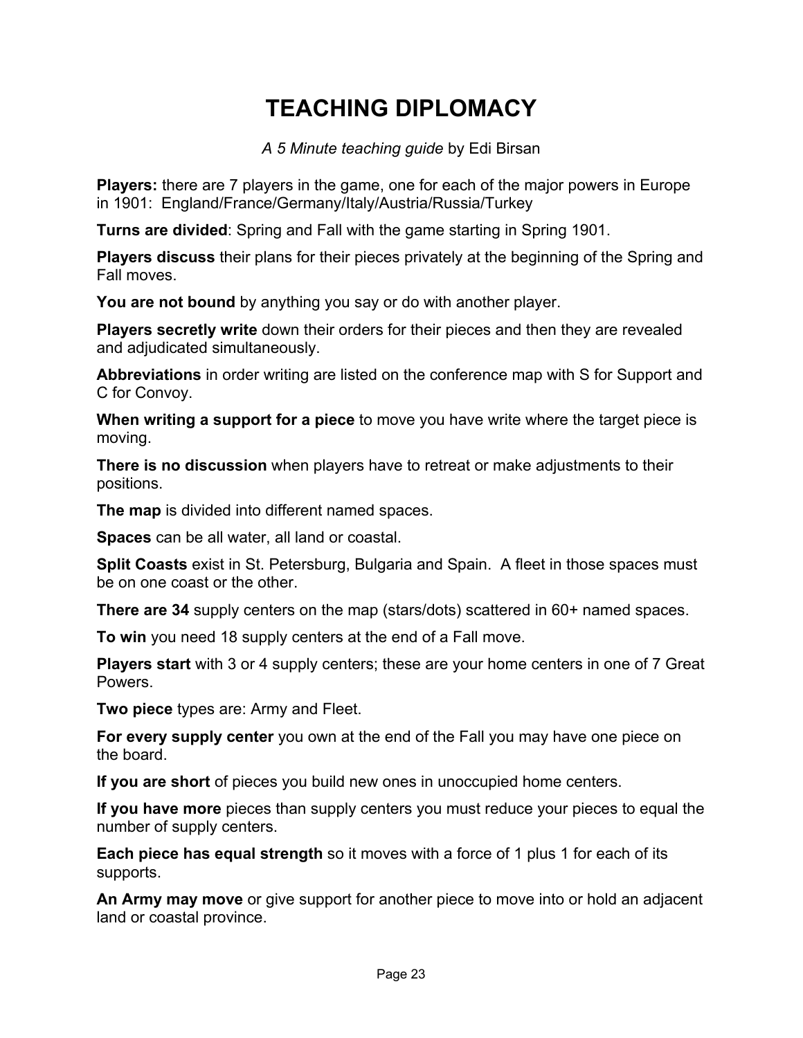# TEACHING DIPLOMACY

*A 5 Minute teaching guide* by Edi Birsan

**Players:** there are 7 players in the game, one for each of the major powers in Europe in 1901: England/France/Germany/Italy/Austria/Russia/Turkey

**Turns are divided**: Spring and Fall with the game starting in Spring 1901.

**Players discuss** their plans for their pieces privately at the beginning of the Spring and Fall moves.

**You are not bound** by anything you say or do with another player.

**Players secretly write** down their orders for their pieces and then they are revealed and adjudicated simultaneously.

**Abbreviations** in order writing are listed on the conference map with S for Support and C for Convoy.

**When writing a support for a piece** to move you have write where the target piece is moving.

**There is no discussion** when players have to retreat or make adjustments to their positions.

**The map** is divided into different named spaces.

**Spaces** can be all water, all land or coastal.

**Split Coasts** exist in St. Petersburg, Bulgaria and Spain. A fleet in those spaces must be on one coast or the other.

**There are 34** supply centers on the map (stars/dots) scattered in 60+ named spaces.

**To win** you need 18 supply centers at the end of a Fall move.

**Players start** with 3 or 4 supply centers; these are your home centers in one of 7 Great Powers.

**Two piece** types are: Army and Fleet.

**For every supply center** you own at the end of the Fall you may have one piece on the board.

**If you are short** of pieces you build new ones in unoccupied home centers.

**If you have more** pieces than supply centers you must reduce your pieces to equal the number of supply centers.

**Each piece has equal strength** so it moves with a force of 1 plus 1 for each of its supports.

**An Army may move** or give support for another piece to move into or hold an adjacent land or coastal province.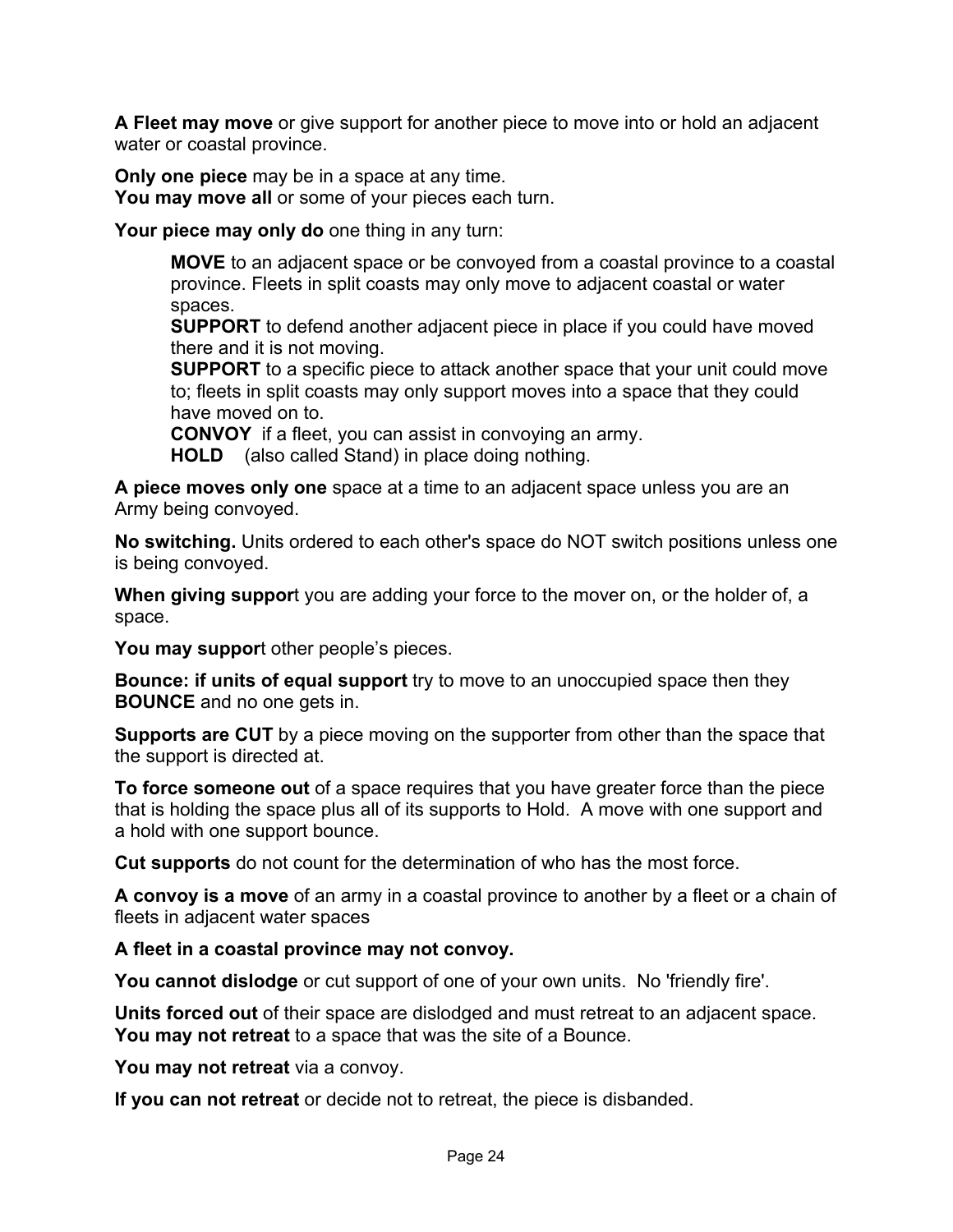**A Fleet may move** or give support for another piece to move into or hold an adjacent water or coastal province.

**Only one piece** may be in a space at any time.
**You may move all** or some of your pieces each turn.

**Your piece may only do** one thing in any turn:

> **MOVE** to an adjacent space or be convoyed from a coastal province to a coastal province. Fleets in split coasts may only move to adjacent coastal or water spaces.
> **SUPPORT** to defend another adjacent piece in place if you could have moved there and it is not moving.
> **SUPPORT** to a specific piece to attack another space that your unit could move to; fleets in split coasts may only support moves into a space that they could have moved on to.
> **CONVOY** if a fleet, you can assist in convoying an army.
> **HOLD** (also called Stand) in place doing nothing.

**A piece moves only one** space at a time to an adjacent space unless you are an Army being convoyed.

**No switching.** Units ordered to each other's space do NOT switch positions unless one is being convoyed.

**When giving support** you are adding your force to the mover on, or the holder of, a space.

**You may support** other people's pieces.

**Bounce: if units of equal support** try to move to an unoccupied space then they **BOUNCE** and no one gets in.

**Supports are CUT** by a piece moving on the supporter from other than the space that the support is directed at.

**To force someone out** of a space requires that you have greater force than the piece that is holding the space plus all of its supports to Hold. A move with one support and a hold with one support bounce.

**Cut supports** do not count for the determination of who has the most force.

**A convoy is a move** of an army in a coastal province to another by a fleet or a chain of fleets in adjacent water spaces

**A fleet in a coastal province may not convoy.**

**You cannot dislodge** or cut support of one of your own units. No 'friendly fire'.

**Units forced out** of their space are dislodged and must retreat to an adjacent space.
**You may not retreat** to a space that was the site of a Bounce.

**You may not retreat** via a convoy.

**If you can not retreat** or decide not to retreat, the piece is disbanded.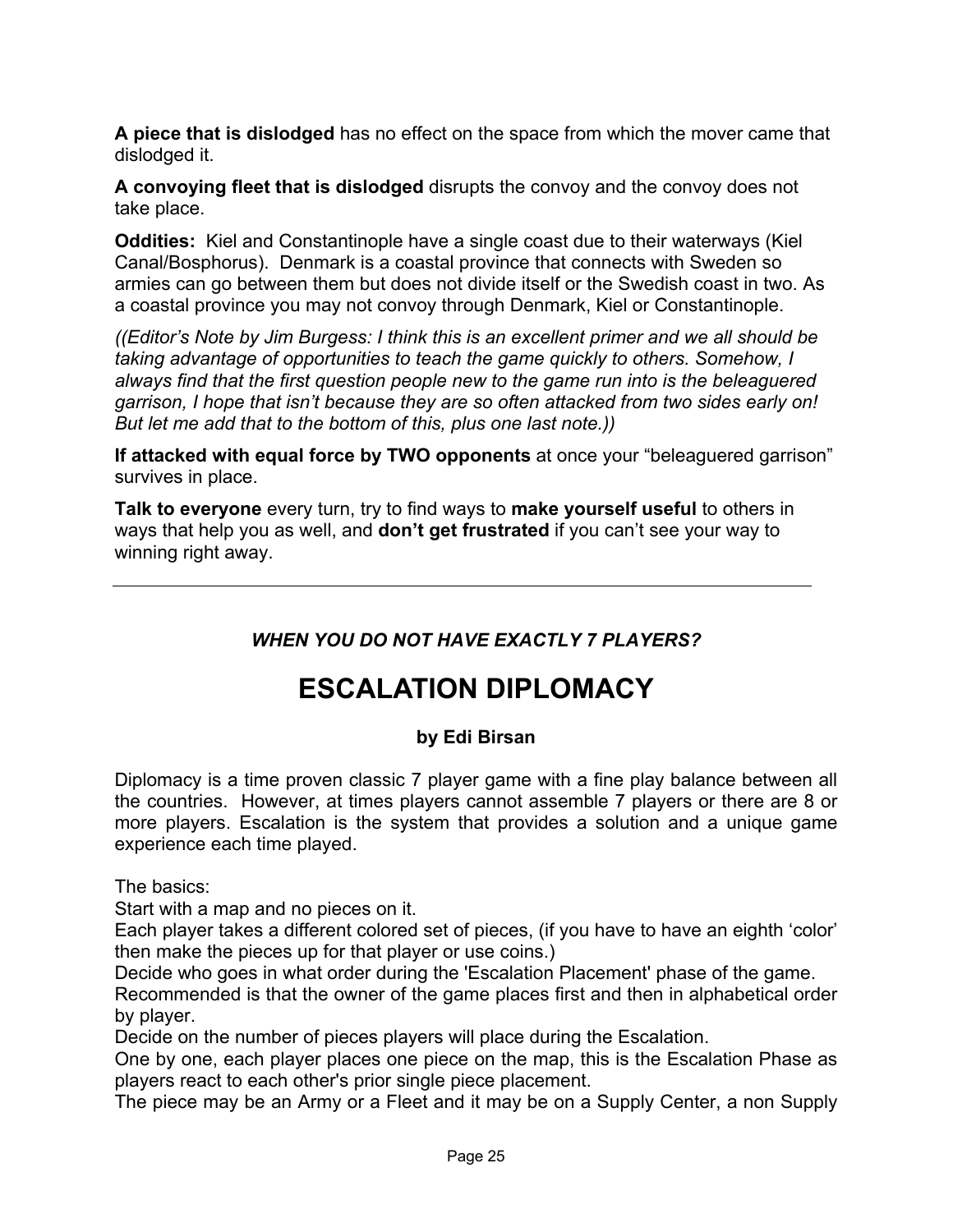**A piece that is dislodged** has no effect on the space from which the mover came that dislodged it.

**A convoying fleet that is dislodged** disrupts the convoy and the convoy does not take place.

**Oddities:** Kiel and Constantinople have a single coast due to their waterways (Kiel Canal/Bosphorus). Denmark is a coastal province that connects with Sweden so armies can go between them but does not divide itself or the Swedish coast in two. As a coastal province you may not convoy through Denmark, Kiel or Constantinople.

*((Editor's Note by Jim Burgess: I think this is an excellent primer and we all should be taking advantage of opportunities to teach the game quickly to others. Somehow, I always find that the first question people new to the game run into is the beleaguered garrison, I hope that isn't because they are so often attacked from two sides early on! But let me add that to the bottom of this, plus one last note.))*

**If attacked with equal force by TWO opponents** at once your "beleaguered garrison" survives in place.

**Talk to everyone** every turn, try to find ways to **make yourself useful** to others in ways that help you as well, and **don't get frustrated** if you can't see your way to winning right away.

---

***WHEN YOU DO NOT HAVE EXACTLY 7 PLAYERS?***

# ESCALATION DIPLOMACY

**by Edi Birsan**

Diplomacy is a time proven classic 7 player game with a fine play balance between all the countries. However, at times players cannot assemble 7 players or there are 8 or more players. Escalation is the system that provides a solution and a unique game experience each time played.

The basics:
Start with a map and no pieces on it.
Each player takes a different colored set of pieces, (if you have to have an eighth 'color' then make the pieces up for that player or use coins.)
Decide who goes in what order during the 'Escalation Placement' phase of the game.
Recommended is that the owner of the game places first and then in alphabetical order by player.
Decide on the number of pieces players will place during the Escalation.
One by one, each player places one piece on the map, this is the Escalation Phase as players react to each other's prior single piece placement.
The piece may be an Army or a Fleet and it may be on a Supply Center, a non Supply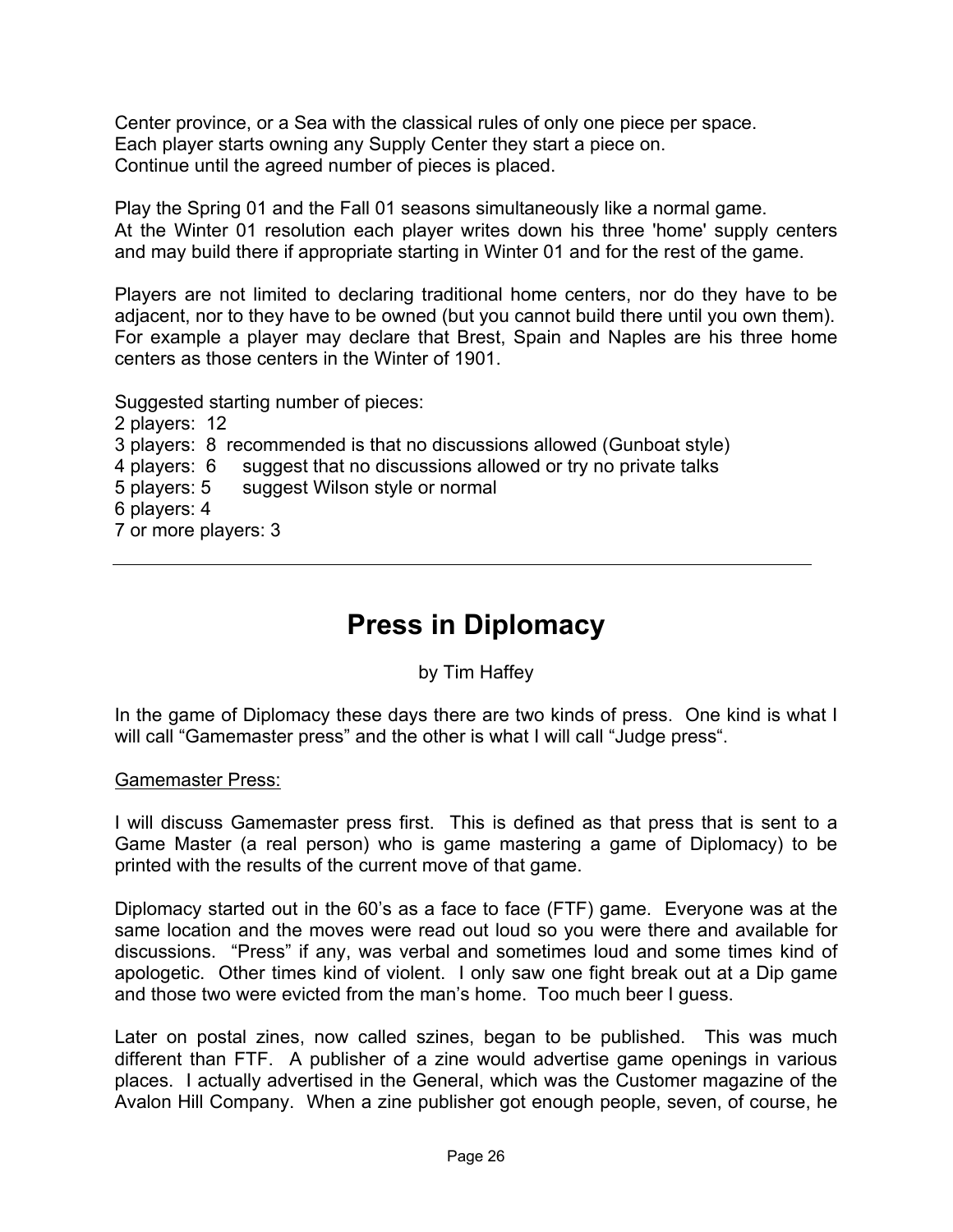Center province, or a Sea with the classical rules of only one piece per space.
Each player starts owning any Supply Center they start a piece on.
Continue until the agreed number of pieces is placed.

Play the Spring 01 and the Fall 01 seasons simultaneously like a normal game.
At the Winter 01 resolution each player writes down his three 'home' supply centers and may build there if appropriate starting in Winter 01 and for the rest of the game.

Players are not limited to declaring traditional home centers, nor do they have to be adjacent, nor to they have to be owned (but you cannot build there until you own them). For example a player may declare that Brest, Spain and Naples are his three home centers as those centers in the Winter of 1901.

Suggested starting number of pieces:
2 players: 12
3 players: 8 recommended is that no discussions allowed (Gunboat style)
4 players: 6 suggest that no discussions allowed or try no private talks
5 players: 5 suggest Wilson style or normal
6 players: 4
7 or more players: 3

---

# Press in Diplomacy

by Tim Haffey

In the game of Diplomacy these days there are two kinds of press. One kind is what I will call “Gamemaster press” and the other is what I will call “Judge press“.

Gamemaster Press:

I will discuss Gamemaster press first. This is defined as that press that is sent to a Game Master (a real person) who is game mastering a game of Diplomacy) to be printed with the results of the current move of that game.

Diplomacy started out in the 60’s as a face to face (FTF) game. Everyone was at the same location and the moves were read out loud so you were there and available for discussions. “Press” if any, was verbal and sometimes loud and some times kind of apologetic. Other times kind of violent. I only saw one fight break out at a Dip game and those two were evicted from the man’s home. Too much beer I guess.

Later on postal zines, now called szines, began to be published. This was much different than FTF. A publisher of a zine would advertise game openings in various places. I actually advertised in the General, which was the Customer magazine of the Avalon Hill Company. When a zine publisher got enough people, seven, of course, he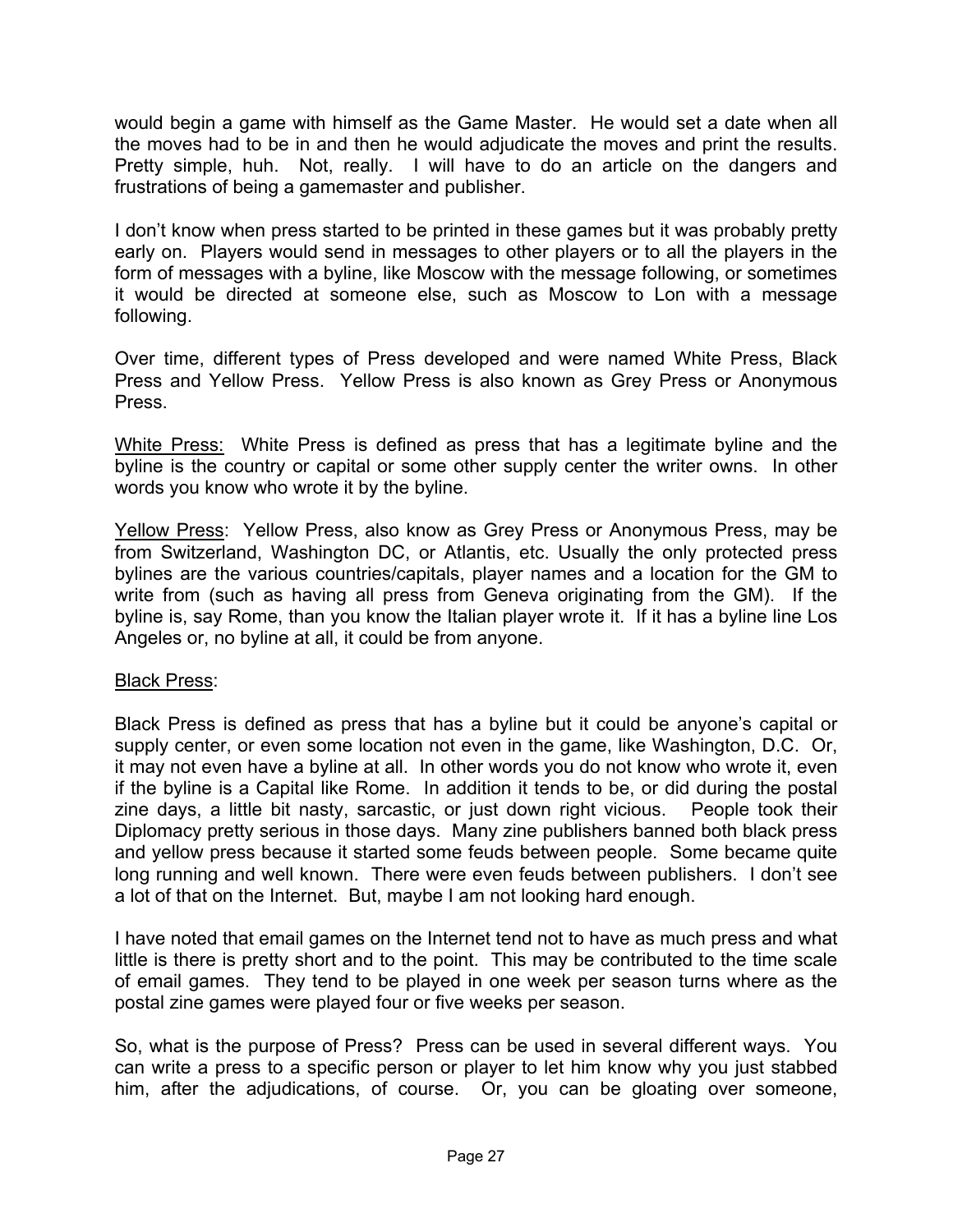would begin a game with himself as the Game Master. He would set a date when all the moves had to be in and then he would adjudicate the moves and print the results. Pretty simple, huh. Not, really. I will have to do an article on the dangers and frustrations of being a gamemaster and publisher.

I don't know when press started to be printed in these games but it was probably pretty early on. Players would send in messages to other players or to all the players in the form of messages with a byline, like Moscow with the message following, or sometimes it would be directed at someone else, such as Moscow to Lon with a message following.

Over time, different types of Press developed and were named White Press, Black Press and Yellow Press. Yellow Press is also known as Grey Press or Anonymous Press.

<u>White Press:</u> White Press is defined as press that has a legitimate byline and the byline is the country or capital or some other supply center the writer owns. In other words you know who wrote it by the byline.

<u>Yellow Press</u>: Yellow Press, also know as Grey Press or Anonymous Press, may be from Switzerland, Washington DC, or Atlantis, etc. Usually the only protected press bylines are the various countries/capitals, player names and a location for the GM to write from (such as having all press from Geneva originating from the GM). If the byline is, say Rome, than you know the Italian player wrote it. If it has a byline line Los Angeles or, no byline at all, it could be from anyone.

<u>Black Press</u>:

Black Press is defined as press that has a byline but it could be anyone's capital or supply center, or even some location not even in the game, like Washington, D.C. Or, it may not even have a byline at all. In other words you do not know who wrote it, even if the byline is a Capital like Rome. In addition it tends to be, or did during the postal zine days, a little bit nasty, sarcastic, or just down right vicious. People took their Diplomacy pretty serious in those days. Many zine publishers banned both black press and yellow press because it started some feuds between people. Some became quite long running and well known. There were even feuds between publishers. I don't see a lot of that on the Internet. But, maybe I am not looking hard enough.

I have noted that email games on the Internet tend not to have as much press and what little is there is pretty short and to the point. This may be contributed to the time scale of email games. They tend to be played in one week per season turns where as the postal zine games were played four or five weeks per season.

So, what is the purpose of Press? Press can be used in several different ways. You can write a press to a specific person or player to let him know why you just stabbed him, after the adjudications, of course. Or, you can be gloating over someone,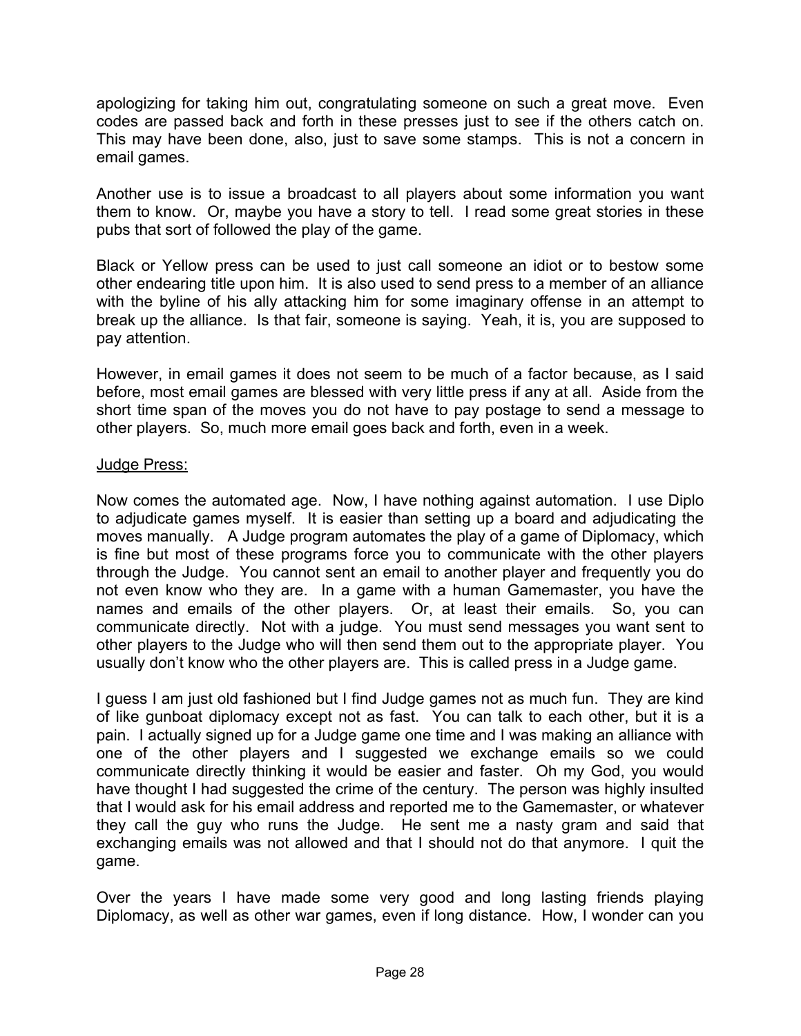apologizing for taking him out, congratulating someone on such a great move. Even codes are passed back and forth in these presses just to see if the others catch on. This may have been done, also, just to save some stamps. This is not a concern in email games.

Another use is to issue a broadcast to all players about some information you want them to know. Or, maybe you have a story to tell. I read some great stories in these pubs that sort of followed the play of the game.

Black or Yellow press can be used to just call someone an idiot or to bestow some other endearing title upon him. It is also used to send press to a member of an alliance with the byline of his ally attacking him for some imaginary offense in an attempt to break up the alliance. Is that fair, someone is saying. Yeah, it is, you are supposed to pay attention.

However, in email games it does not seem to be much of a factor because, as I said before, most email games are blessed with very little press if any at all. Aside from the short time span of the moves you do not have to pay postage to send a message to other players. So, much more email goes back and forth, even in a week.

<u>Judge Press:</u>

Now comes the automated age. Now, I have nothing against automation. I use Diplo to adjudicate games myself. It is easier than setting up a board and adjudicating the moves manually. A Judge program automates the play of a game of Diplomacy, which is fine but most of these programs force you to communicate with the other players through the Judge. You cannot sent an email to another player and frequently you do not even know who they are. In a game with a human Gamemaster, you have the names and emails of the other players. Or, at least their emails. So, you can communicate directly. Not with a judge. You must send messages you want sent to other players to the Judge who will then send them out to the appropriate player. You usually don't know who the other players are. This is called press in a Judge game.

I guess I am just old fashioned but I find Judge games not as much fun. They are kind of like gunboat diplomacy except not as fast. You can talk to each other, but it is a pain. I actually signed up for a Judge game one time and I was making an alliance with one of the other players and I suggested we exchange emails so we could communicate directly thinking it would be easier and faster. Oh my God, you would have thought I had suggested the crime of the century. The person was highly insulted that I would ask for his email address and reported me to the Gamemaster, or whatever they call the guy who runs the Judge. He sent me a nasty gram and said that exchanging emails was not allowed and that I should not do that anymore. I quit the game.

Over the years I have made some very good and long lasting friends playing Diplomacy, as well as other war games, even if long distance. How, I wonder can you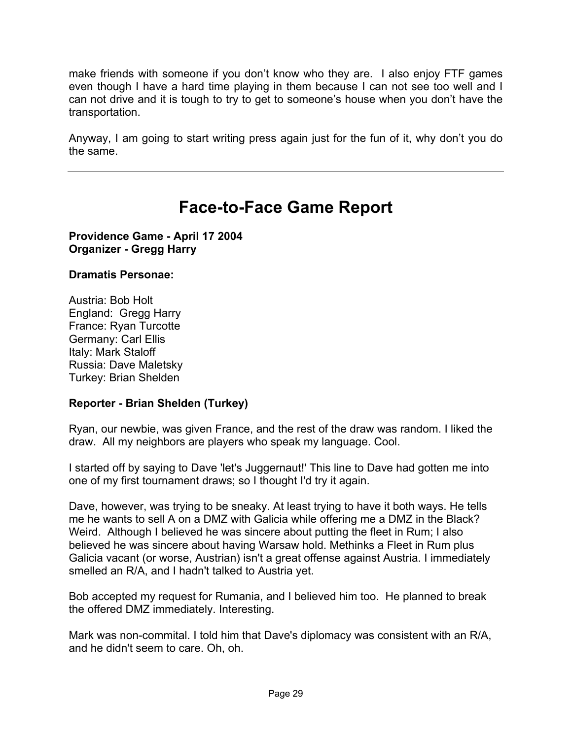make friends with someone if you don't know who they are. I also enjoy FTF games even though I have a hard time playing in them because I can not see too well and I can not drive and it is tough to try to get to someone's house when you don't have the transportation.

Anyway, I am going to start writing press again just for the fun of it, why don't you do the same.

---

# Face-to-Face Game Report

**Providence Game - April 17 2004**
**Organizer - Gregg Harry**

**Dramatis Personae:**

Austria: Bob Holt
England: Gregg Harry
France: Ryan Turcotte
Germany: Carl Ellis
Italy: Mark Staloff
Russia: Dave Maletsky
Turkey: Brian Shelden

**Reporter - Brian Shelden (Turkey)**

Ryan, our newbie, was given France, and the rest of the draw was random. I liked the draw. All my neighbors are players who speak my language. Cool.

I started off by saying to Dave 'let's Juggernaut!' This line to Dave had gotten me into one of my first tournament draws; so I thought I'd try it again.

Dave, however, was trying to be sneaky. At least trying to have it both ways. He tells me he wants to sell A on a DMZ with Galicia while offering me a DMZ in the Black? Weird. Although I believed he was sincere about putting the fleet in Rum; I also believed he was sincere about having Warsaw hold. Methinks a Fleet in Rum plus Galicia vacant (or worse, Austrian) isn't a great offense against Austria. I immediately smelled an R/A, and I hadn't talked to Austria yet.

Bob accepted my request for Rumania, and I believed him too. He planned to break the offered DMZ immediately. Interesting.

Mark was non-commital. I told him that Dave's diplomacy was consistent with an R/A, and he didn't seem to care. Oh, oh.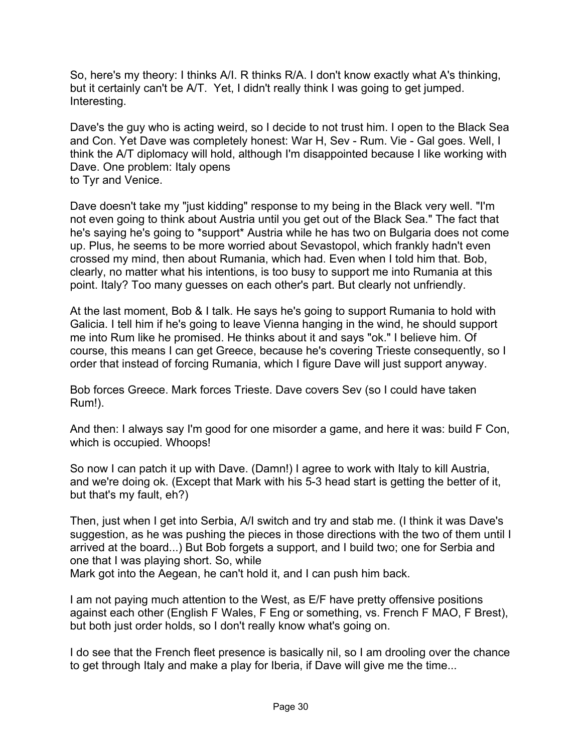So, here's my theory: I thinks A/I. R thinks R/A. I don't know exactly what A's thinking, but it certainly can't be A/T. Yet, I didn't really think I was going to get jumped. Interesting.

Dave's the guy who is acting weird, so I decide to not trust him. I open to the Black Sea and Con. Yet Dave was completely honest: War H, Sev - Rum. Vie - Gal goes. Well, I think the A/T diplomacy will hold, although I'm disappointed because I like working with Dave. One problem: Italy opens to Tyr and Venice.

Dave doesn't take my "just kidding" response to my being in the Black very well. "I'm not even going to think about Austria until you get out of the Black Sea." The fact that he's saying he's going to *support* Austria while he has two on Bulgaria does not come up. Plus, he seems to be more worried about Sevastopol, which frankly hadn't even crossed my mind, then about Rumania, which had. Even when I told him that. Bob, clearly, no matter what his intentions, is too busy to support me into Rumania at this point. Italy? Too many guesses on each other's part. But clearly not unfriendly.

At the last moment, Bob & I talk. He says he's going to support Rumania to hold with Galicia. I tell him if he's going to leave Vienna hanging in the wind, he should support me into Rum like he promised. He thinks about it and says "ok." I believe him. Of course, this means I can get Greece, because he's covering Trieste consequently, so I order that instead of forcing Rumania, which I figure Dave will just support anyway.

Bob forces Greece. Mark forces Trieste. Dave covers Sev (so I could have taken Rum!).

And then: I always say I'm good for one misorder a game, and here it was: build F Con, which is occupied. Whoops!

So now I can patch it up with Dave. (Damn!) I agree to work with Italy to kill Austria, and we're doing ok. (Except that Mark with his 5-3 head start is getting the better of it, but that's my fault, eh?)

Then, just when I get into Serbia, A/I switch and try and stab me. (I think it was Dave's suggestion, as he was pushing the pieces in those directions with the two of them until I arrived at the board...) But Bob forgets a support, and I build two; one for Serbia and one that I was playing short. So, while Mark got into the Aegean, he can't hold it, and I can push him back.

I am not paying much attention to the West, as E/F have pretty offensive positions against each other (English F Wales, F Eng or something, vs. French F MAO, F Brest), but both just order holds, so I don't really know what's going on.

I do see that the French fleet presence is basically nil, so I am drooling over the chance to get through Italy and make a play for Iberia, if Dave will give me the time...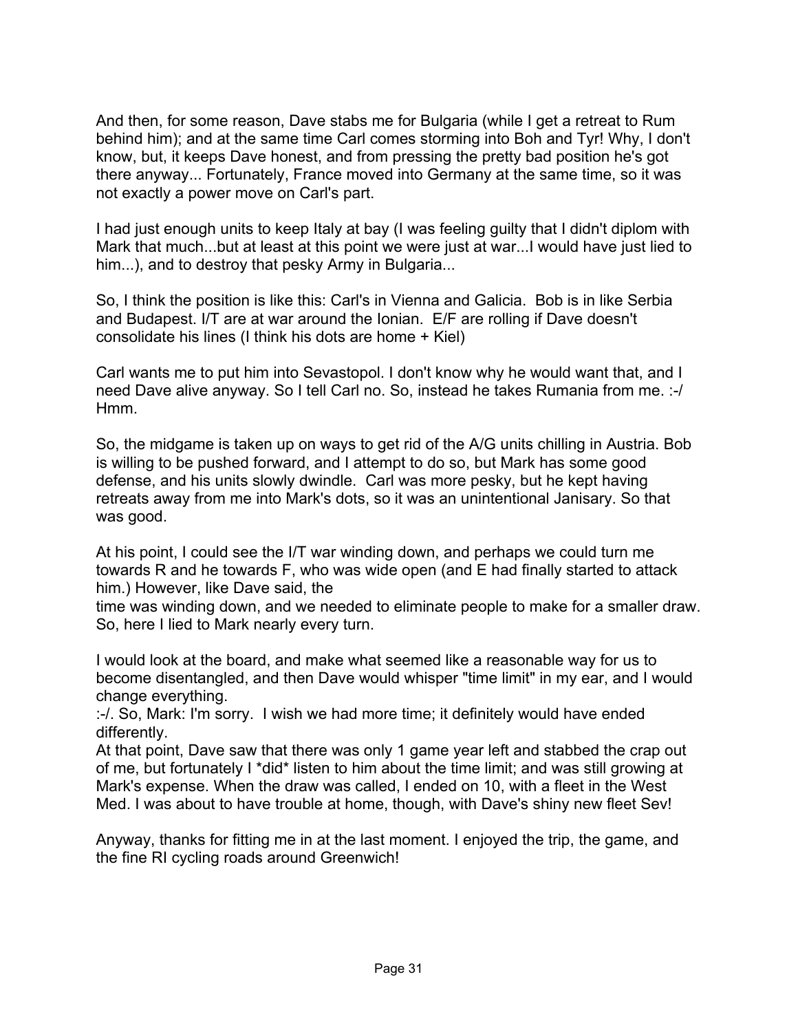And then, for some reason, Dave stabs me for Bulgaria (while I get a retreat to Rum behind him); and at the same time Carl comes storming into Boh and Tyr! Why, I don't know, but, it keeps Dave honest, and from pressing the pretty bad position he's got there anyway... Fortunately, France moved into Germany at the same time, so it was not exactly a power move on Carl's part.

I had just enough units to keep Italy at bay (I was feeling guilty that I didn't diplom with Mark that much...but at least at this point we were just at war...I would have just lied to him...), and to destroy that pesky Army in Bulgaria...

So, I think the position is like this: Carl's in Vienna and Galicia.  Bob is in like Serbia and Budapest. I/T are at war around the Ionian.  E/F are rolling if Dave doesn't consolidate his lines (I think his dots are home + Kiel)

Carl wants me to put him into Sevastopol. I don't know why he would want that, and I need Dave alive anyway. So I tell Carl no. So, instead he takes Rumania from me. :-/ Hmm.

So, the midgame is taken up on ways to get rid of the A/G units chilling in Austria. Bob is willing to be pushed forward, and I attempt to do so, but Mark has some good defense, and his units slowly dwindle.  Carl was more pesky, but he kept having retreats away from me into Mark's dots, so it was an unintentional Janisary. So that was good.

At his point, I could see the I/T war winding down, and perhaps we could turn me towards R and he towards F, who was wide open (and E had finally started to attack him.) However, like Dave said, the
time was winding down, and we needed to eliminate people to make for a smaller draw. So, here I lied to Mark nearly every turn.

I would look at the board, and make what seemed like a reasonable way for us to become disentangled, and then Dave would whisper "time limit" in my ear, and I would change everything.
:-/. So, Mark: I'm sorry.  I wish we had more time; it definitely would have ended differently.
At that point, Dave saw that there was only 1 game year left and stabbed the crap out of me, but fortunately I *did* listen to him about the time limit; and was still growing at Mark's expense. When the draw was called, I ended on 10, with a fleet in the West Med. I was about to have trouble at home, though, with Dave's shiny new fleet Sev!

Anyway, thanks for fitting me in at the last moment. I enjoyed the trip, the game, and the fine RI cycling roads around Greenwich!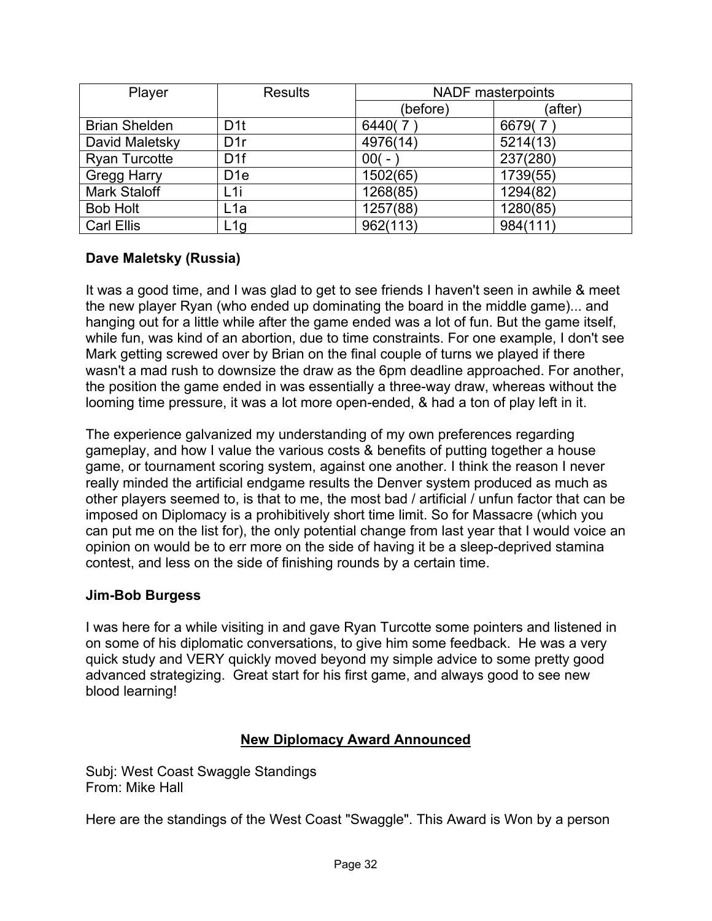| Player | Results | NADF masterpoints | |
|---|---|---|---|
| | | (before) | (after) |
| Brian Shelden | D1t | 6440( 7 ) | 6679( 7 ) |
| David Maletsky | D1r | 4976(14) | 5214(13) |
| Ryan Turcotte | D1f | 00( - ) | 237(280) |
| Gregg Harry | D1e | 1502(65) | 1739(55) |
| Mark Staloff | L1i | 1268(85) | 1294(82) |
| Bob Holt | L1a | 1257(88) | 1280(85) |
| Carl Ellis | L1g | 962(113) | 984(111) |

**Dave Maletsky (Russia)**

It was a good time, and I was glad to get to see friends I haven't seen in awhile & meet the new player Ryan (who ended up dominating the board in the middle game)... and hanging out for a little while after the game ended was a lot of fun. But the game itself, while fun, was kind of an abortion, due to time constraints. For one example, I don't see Mark getting screwed over by Brian on the final couple of turns we played if there wasn't a mad rush to downsize the draw as the 6pm deadline approached. For another, the position the game ended in was essentially a three-way draw, whereas without the looming time pressure, it was a lot more open-ended, & had a ton of play left in it.

The experience galvanized my understanding of my own preferences regarding gameplay, and how I value the various costs & benefits of putting together a house game, or tournament scoring system, against one another. I think the reason I never really minded the artificial endgame results the Denver system produced as much as other players seemed to, is that to me, the most bad / artificial / unfun factor that can be imposed on Diplomacy is a prohibitively short time limit. So for Massacre (which you can put me on the list for), the only potential change from last year that I would voice an opinion on would be to err more on the side of having it be a sleep-deprived stamina contest, and less on the side of finishing rounds by a certain time.

**Jim-Bob Burgess**

I was here for a while visiting in and gave Ryan Turcotte some pointers and listened in on some of his diplomatic conversations, to give him some feedback. He was a very quick study and VERY quickly moved beyond my simple advice to some pretty good advanced strategizing. Great start for his first game, and always good to see new blood learning!

## New Diplomacy Award Announced

Subj: West Coast Swaggle Standings
From: Mike Hall

Here are the standings of the West Coast "Swaggle". This Award is Won by a person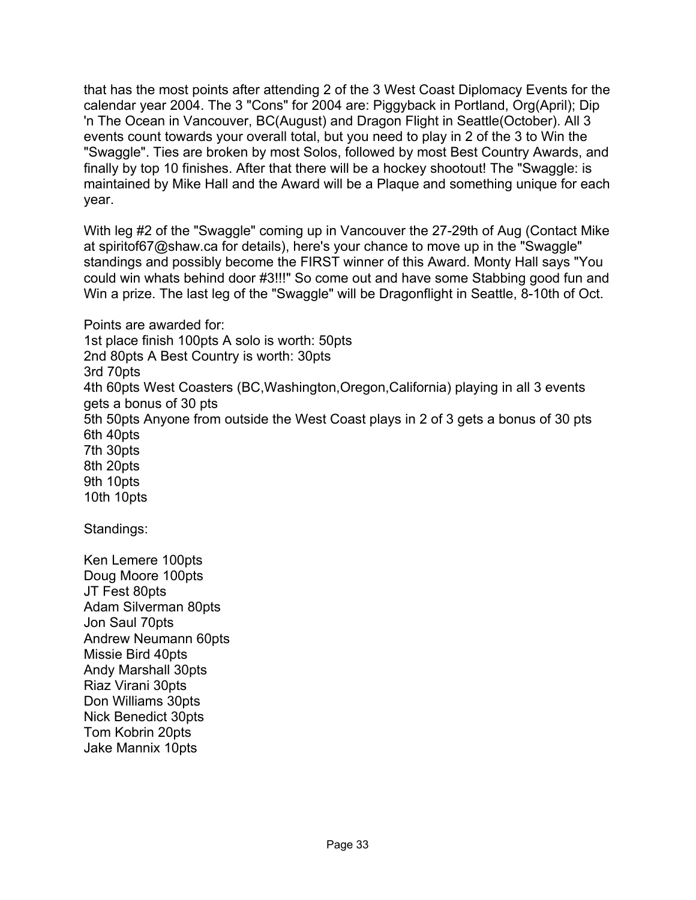that has the most points after attending 2 of the 3 West Coast Diplomacy Events for the calendar year 2004. The 3 "Cons" for 2004 are: Piggyback in Portland, Org(April); Dip 'n The Ocean in Vancouver, BC(August) and Dragon Flight in Seattle(October). All 3 events count towards your overall total, but you need to play in 2 of the 3 to Win the "Swaggle". Ties are broken by most Solos, followed by most Best Country Awards, and finally by top 10 finishes. After that there will be a hockey shootout! The "Swaggle: is maintained by Mike Hall and the Award will be a Plaque and something unique for each year.

With leg #2 of the "Swaggle" coming up in Vancouver the 27-29th of Aug (Contact Mike at spiritof67@shaw.ca for details), here's your chance to move up in the "Swaggle" standings and possibly become the FIRST winner of this Award. Monty Hall says "You could win whats behind door #3!!!" So come out and have some Stabbing good fun and Win a prize. The last leg of the "Swaggle" will be Dragonflight in Seattle, 8-10th of Oct.

Points are awarded for:
1st place finish 100pts A solo is worth: 50pts
2nd 80pts A Best Country is worth: 30pts
3rd 70pts
4th 60pts West Coasters (BC,Washington,Oregon,California) playing in all 3 events gets a bonus of 30 pts
5th 50pts Anyone from outside the West Coast plays in 2 of 3 gets a bonus of 30 pts
6th 40pts
7th 30pts
8th 20pts
9th 10pts
10th 10pts

Standings:

Ken Lemere 100pts
Doug Moore 100pts
JT Fest 80pts
Adam Silverman 80pts
Jon Saul 70pts
Andrew Neumann 60pts
Missie Bird 40pts
Andy Marshall 30pts
Riaz Virani 30pts
Don Williams 30pts
Nick Benedict 30pts
Tom Kobrin 20pts
Jake Mannix 10pts